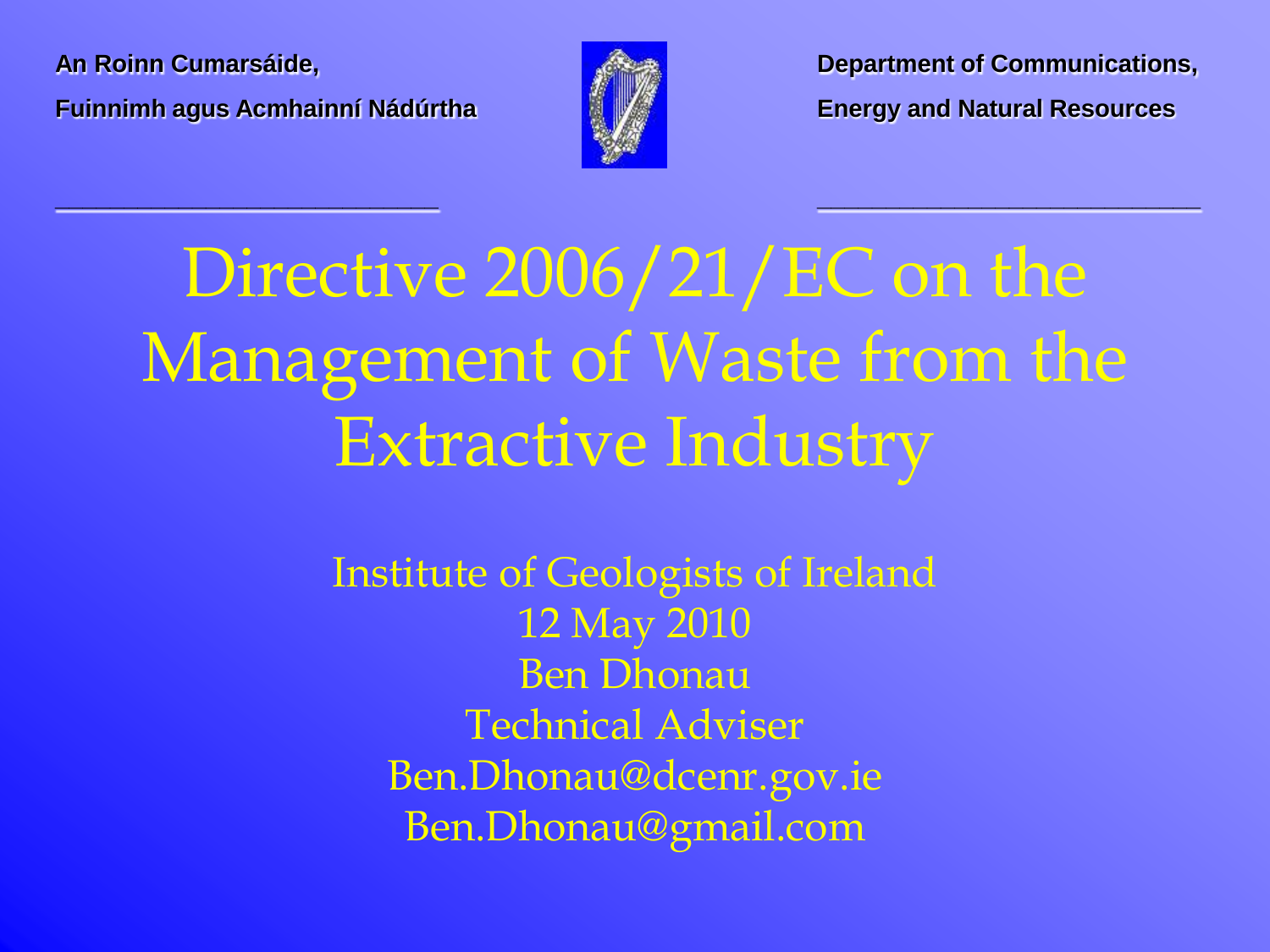An Roinn Cumarsáide,
Fuinnimh agus Acmhainní Nádúrtha

Department of Communications,
Energy and Natural Resources

# Directive 2006/21/EC on the Management of Waste from the Extractive Industry

Institute of Geologists of Ireland
12 May 2010
Ben Dhonau
Technical Adviser
Ben.Dhonau@dcenr.gov.ie
Ben.Dhonau@gmail.com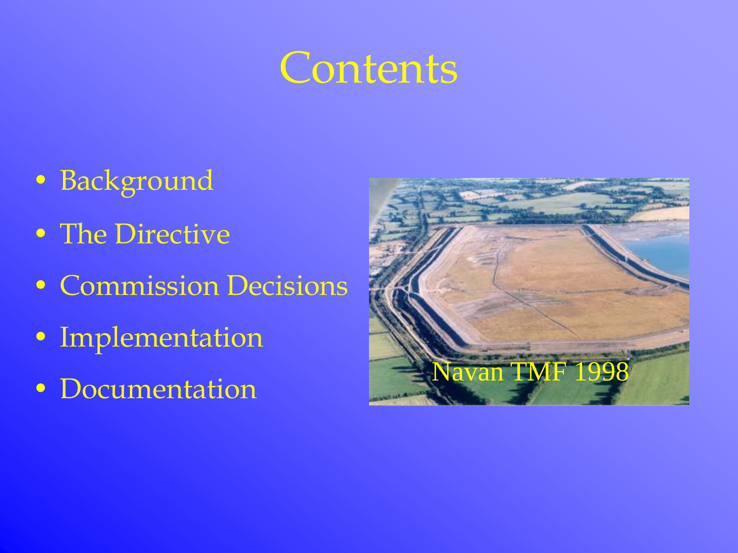# Contents

- Background
- The Directive
- Commission Decisions
- Implementation
- Documentation

Navan TMF 1998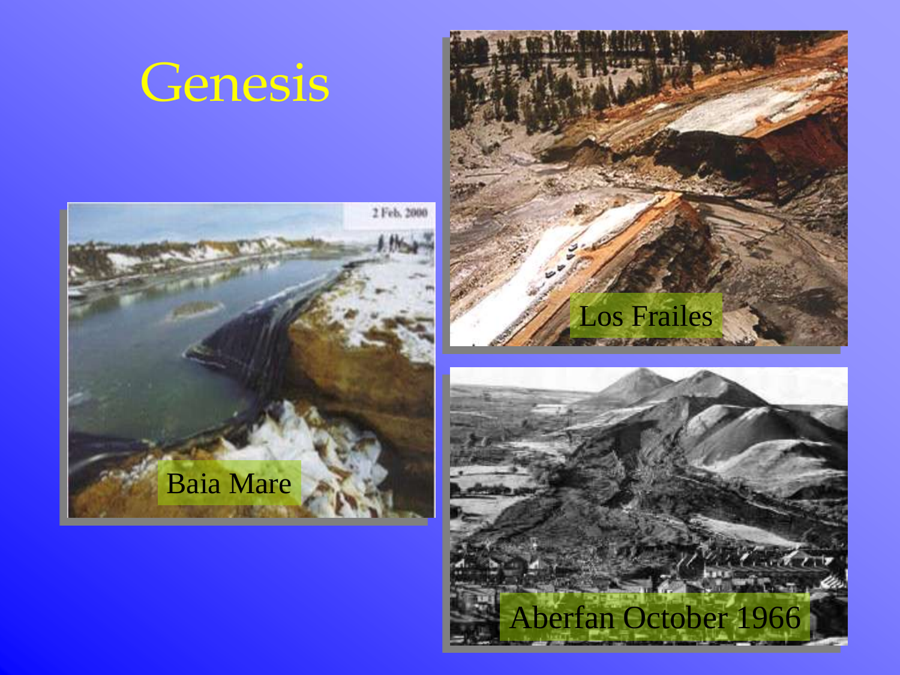# Genesis

Baia Mare

Los Frailes

Aberfan October 1966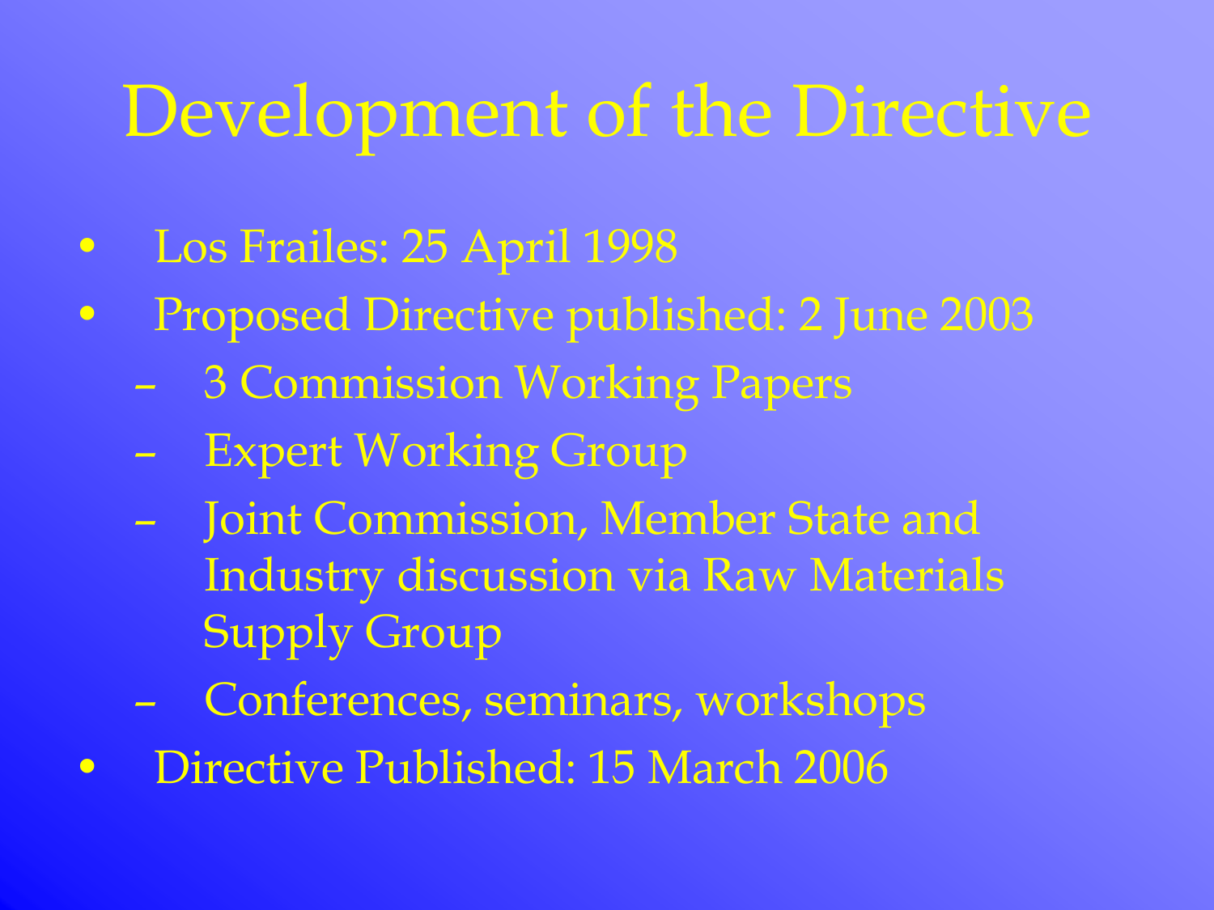# Development of the Directive

- Los Frailes: 25 April 1998
- Proposed Directive published: 2 June 2003
  - 3 Commission Working Papers
  - Expert Working Group
  - Joint Commission, Member State and Industry discussion via Raw Materials Supply Group
  - Conferences, seminars, workshops
- Directive Published: 15 March 2006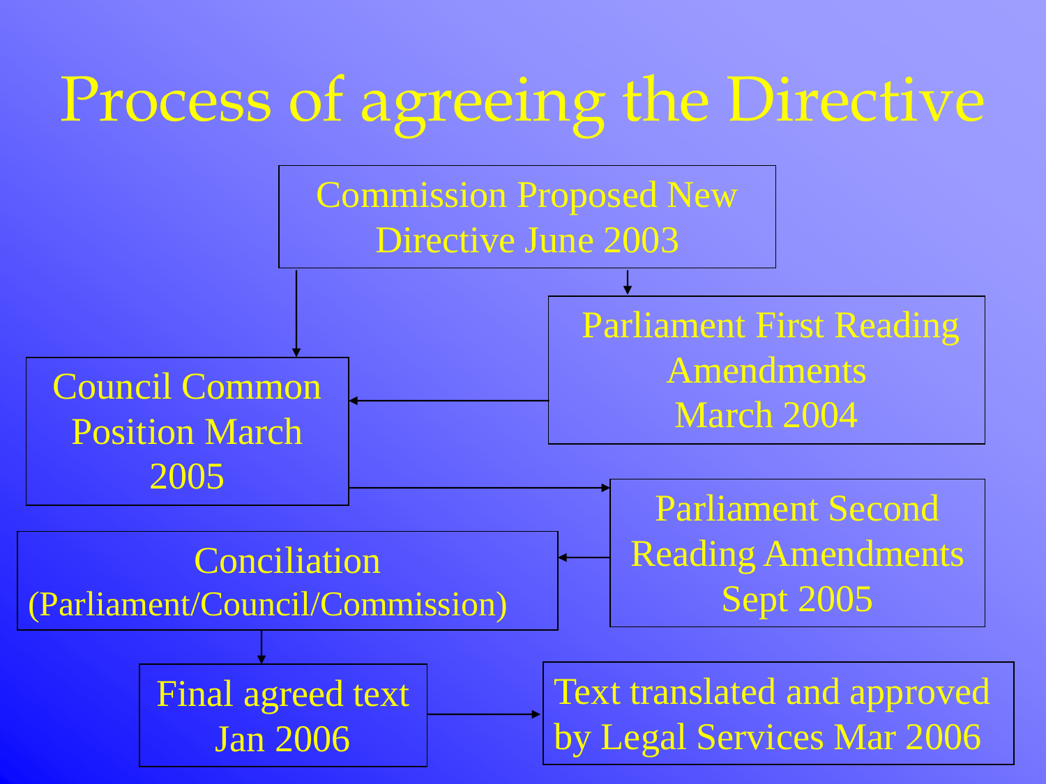# Process of agreeing the Directive

- Commission Proposed New Directive June 2003
- Parliament First Reading Amendments March 2004
- Council Common Position March 2005
- Parliament Second Reading Amendments Sept 2005
- Conciliation (Parliament/Council/Commission)
- Final agreed text Jan 2006
- Text translated and approved by Legal Services Mar 2006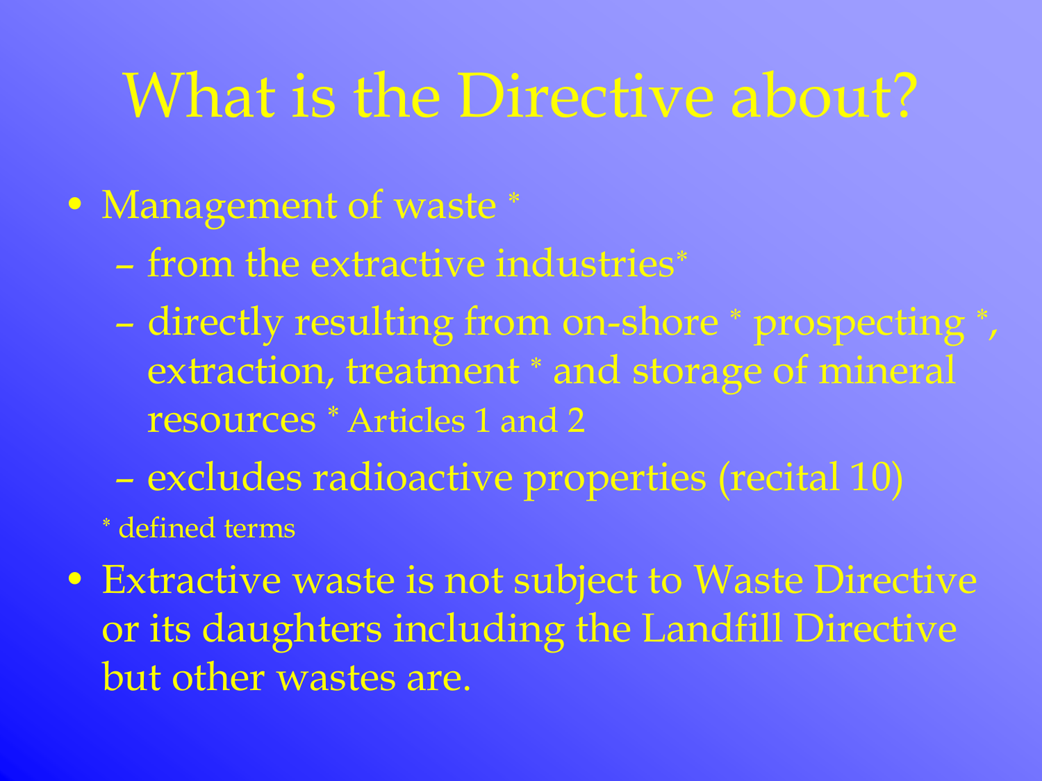# What is the Directive about?

- Management of waste *
  - from the extractive industries*
  - directly resulting from on-shore * prospecting *, extraction, treatment * and storage of mineral resources * Articles 1 and 2
  - excludes radioactive properties (recital 10)

  * defined terms

- Extractive waste is not subject to Waste Directive or its daughters including the Landfill Directive but other wastes are.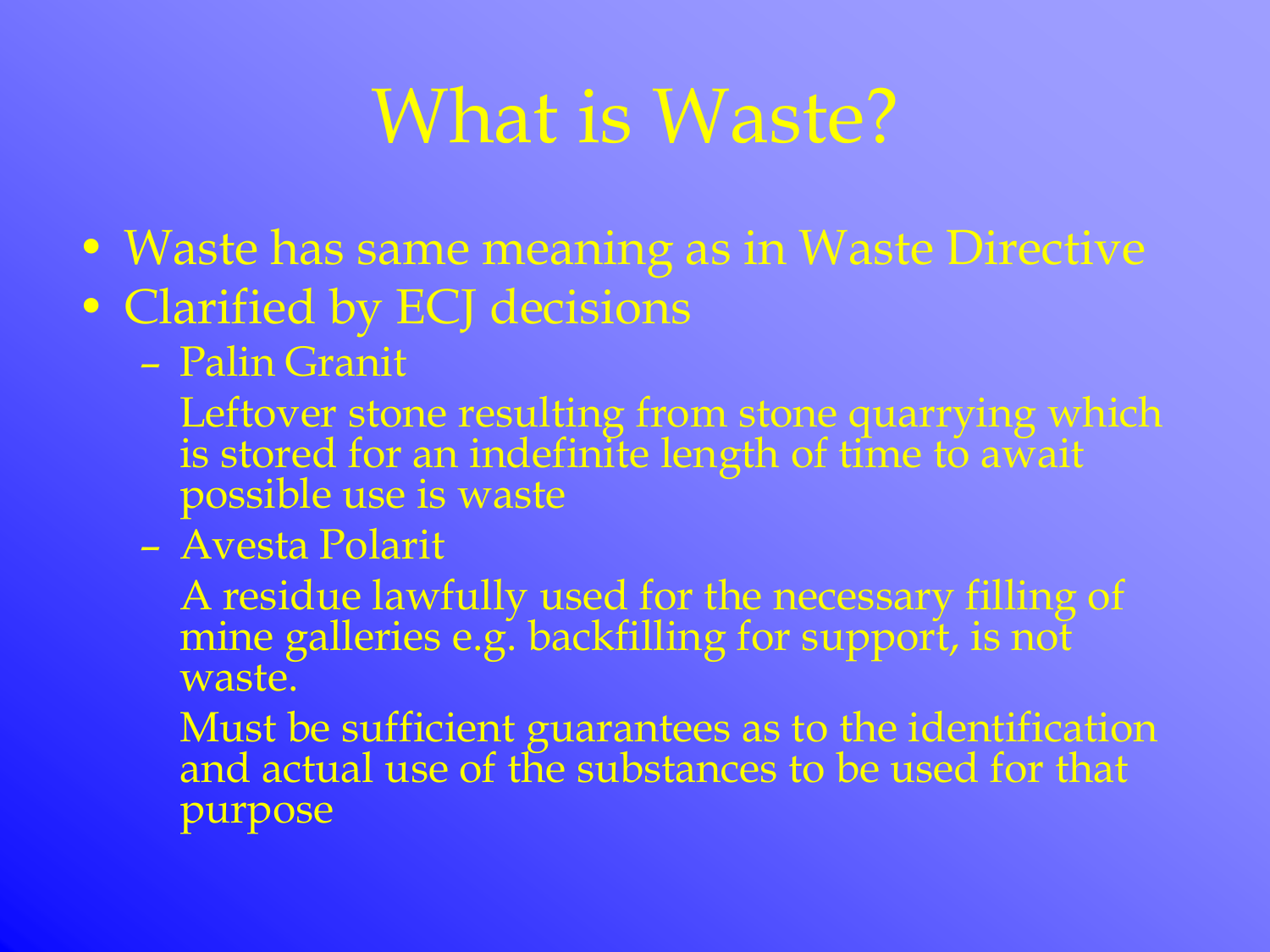# What is Waste?

- Waste has same meaning as in Waste Directive
- Clarified by ECJ decisions
  - Palin Granit

    Leftover stone resulting from stone quarrying which is stored for an indefinite length of time to await possible use is waste
  - Avesta Polarit

    A residue lawfully used for the necessary filling of mine galleries e.g. backfilling for support, is not waste.

    Must be sufficient guarantees as to the identification and actual use of the substances to be used for that purpose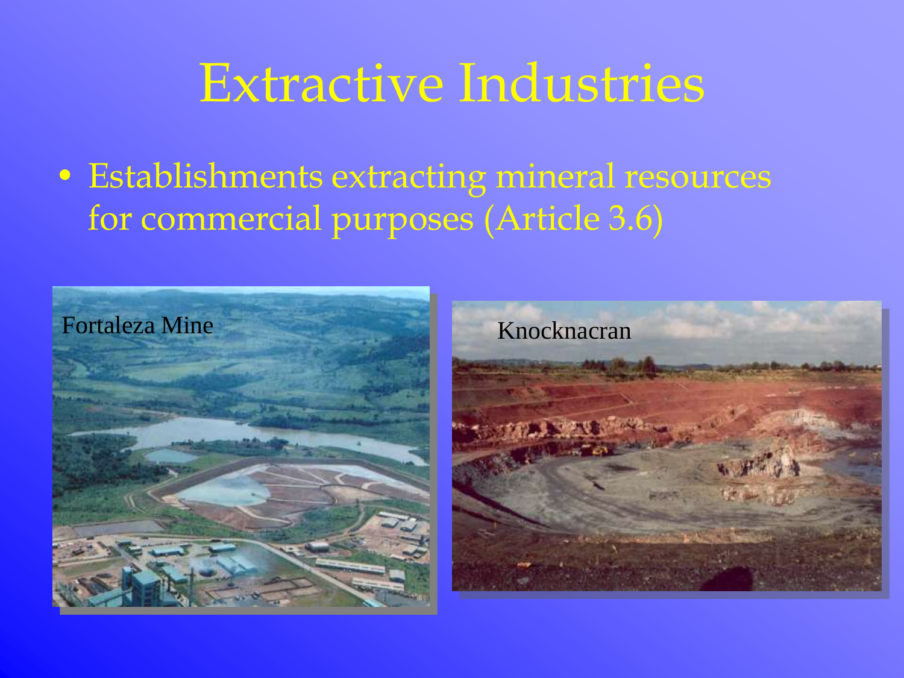# Extractive Industries

- Establishments extracting mineral resources for commercial purposes (Article 3.6)

Fortaleza Mine

Knocknacran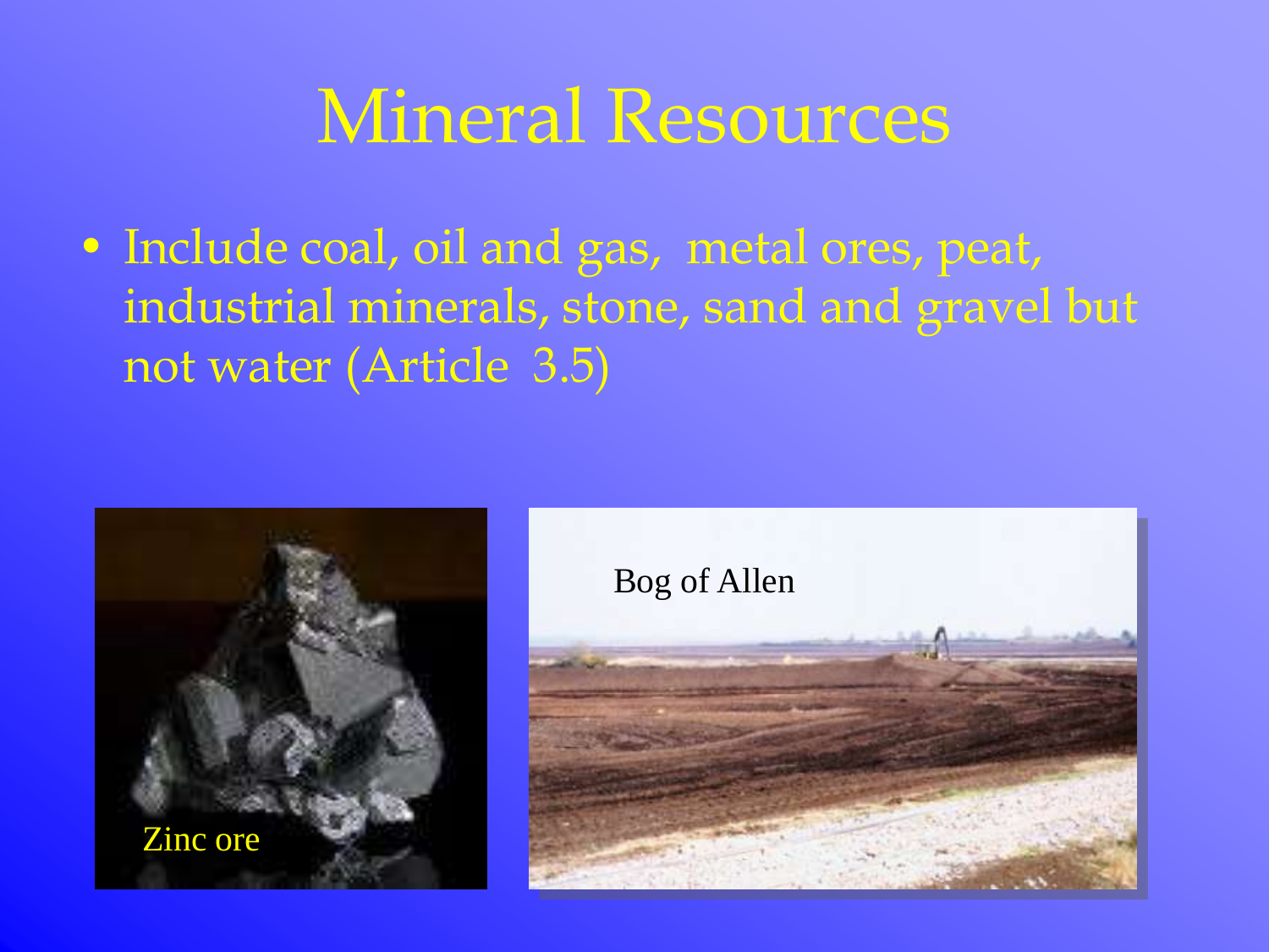# Mineral Resources

- Include coal, oil and gas, metal ores, peat, industrial minerals, stone, sand and gravel but not water (Article 3.5)

Zinc ore

Bog of Allen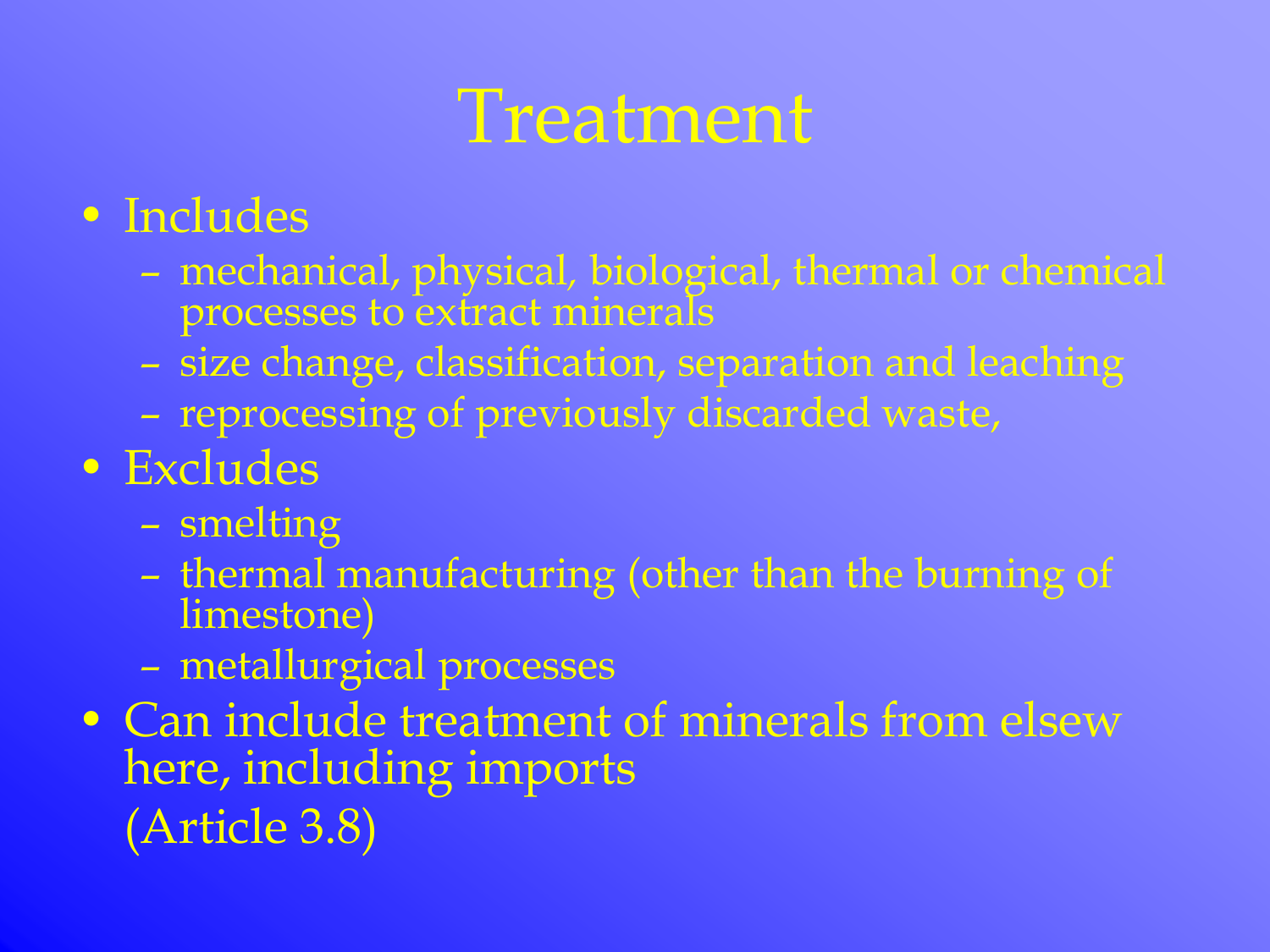# Treatment

- Includes
  - mechanical, physical, biological, thermal or chemical processes to extract minerals
  - size change, classification, separation and leaching
  - reprocessing of previously discarded waste,
- Excludes
  - smelting
  - thermal manufacturing (other than the burning of limestone)
  - metallurgical processes
- Can include treatment of minerals from elsewhere, including imports

  (Article 3.8)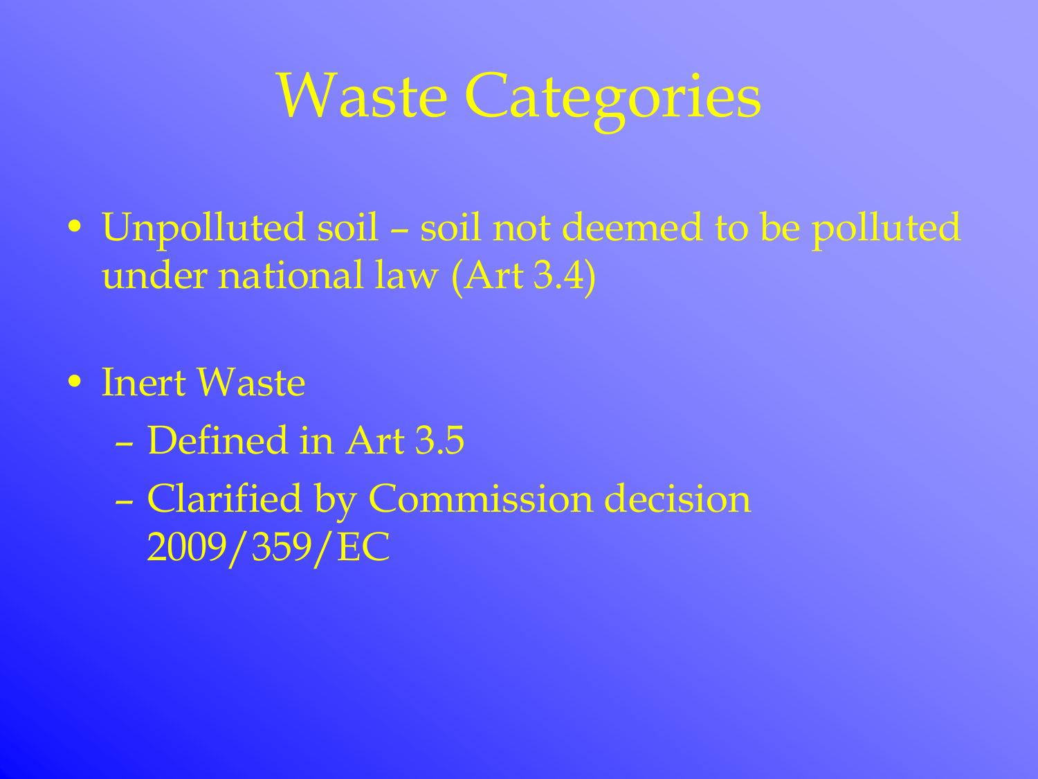# Waste Categories

- Unpolluted soil – soil not deemed to be polluted under national law (Art 3.4)
- Inert Waste
  - Defined in Art 3.5
  - Clarified by Commission decision 2009/359/EC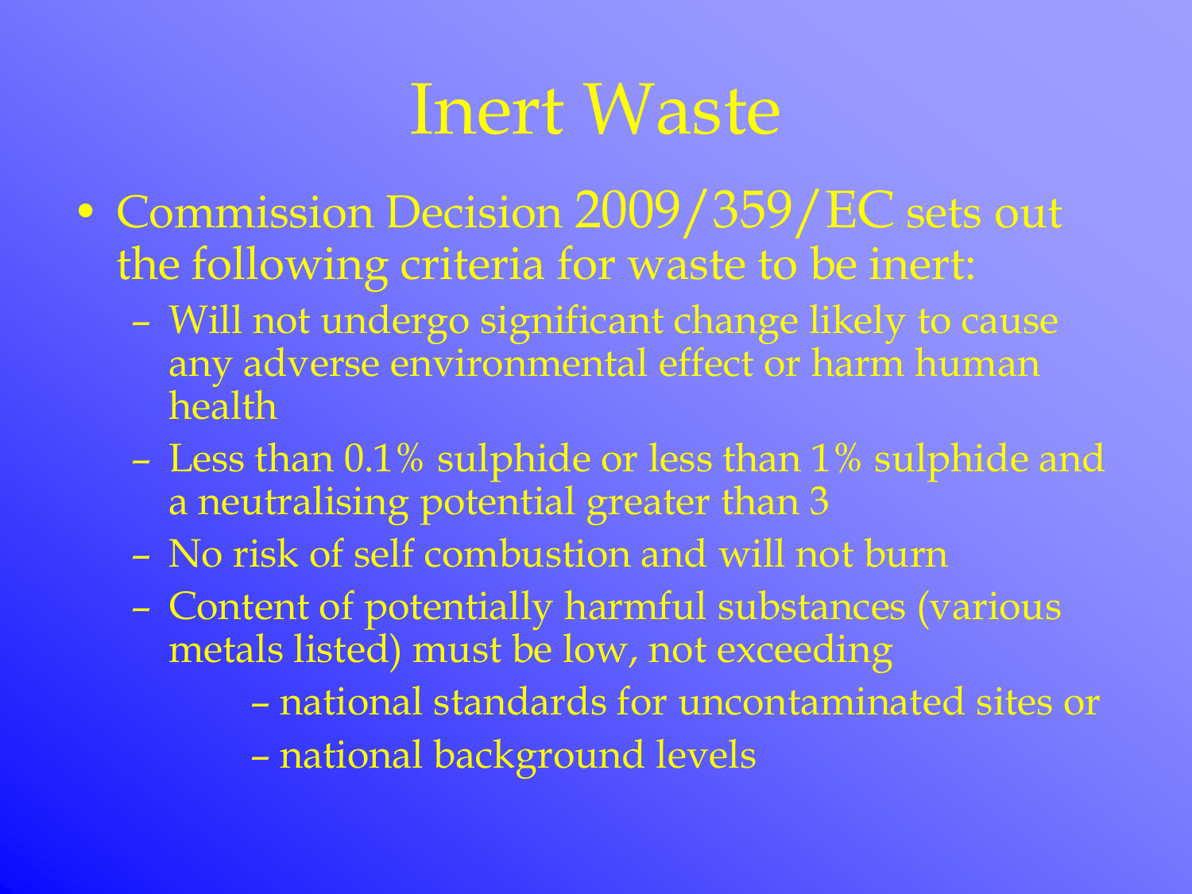# Inert Waste

- Commission Decision 2009/359/EC sets out the following criteria for waste to be inert:
  - Will not undergo significant change likely to cause any adverse environmental effect or harm human health
  - Less than 0.1% sulphide or less than 1% sulphide and a neutralising potential greater than 3
  - No risk of self combustion and will not burn
  - Content of potentially harmful substances (various metals listed) must be low, not exceeding
    - national standards for uncontaminated sites or
    - national background levels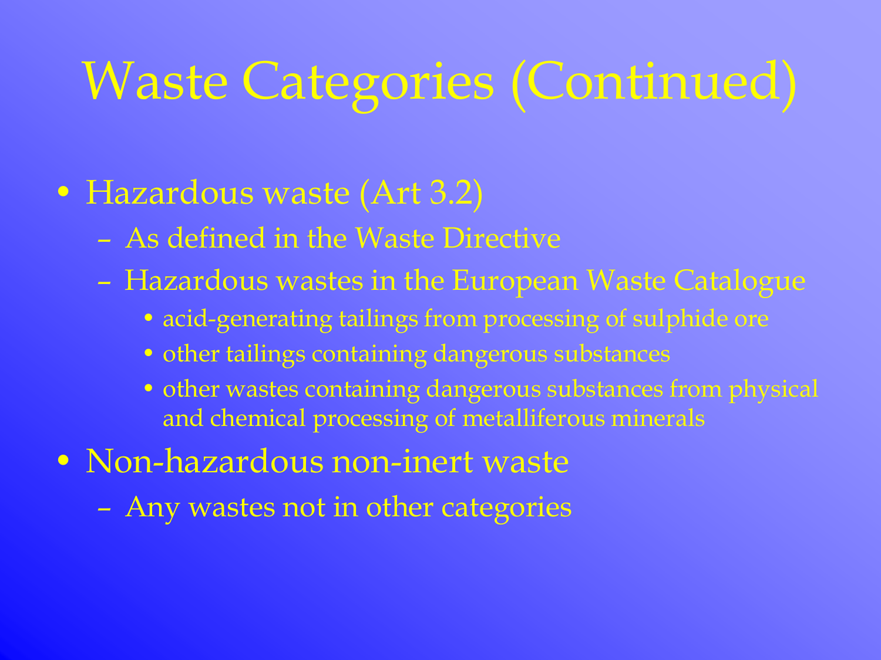# Waste Categories (Continued)

- Hazardous waste (Art 3.2)
  - As defined in the Waste Directive
  - Hazardous wastes in the European Waste Catalogue
    - acid-generating tailings from processing of sulphide ore
    - other tailings containing dangerous substances
    - other wastes containing dangerous substances from physical and chemical processing of metalliferous minerals
- Non-hazardous non-inert waste
  - Any wastes not in other categories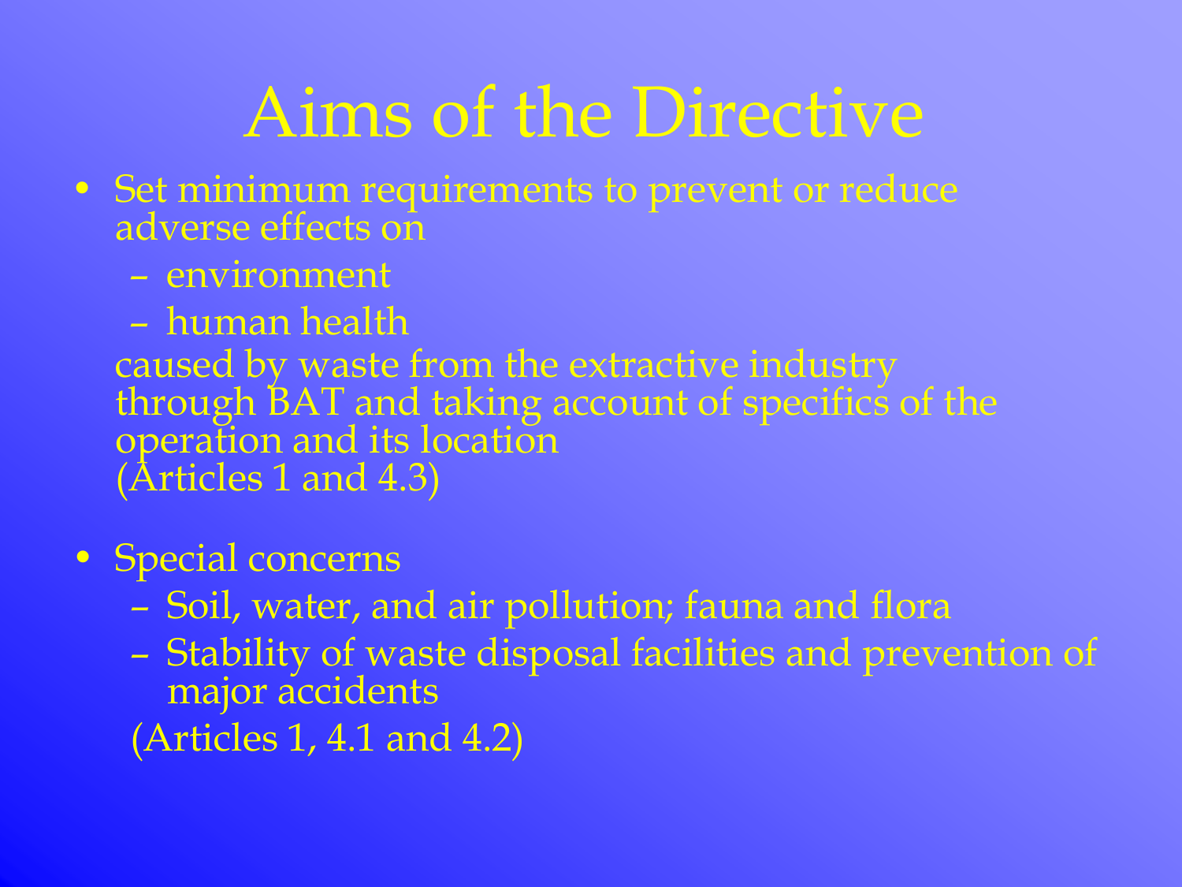# Aims of the Directive

- Set minimum requirements to prevent or reduce adverse effects on
  - environment
  - human health

  caused by waste from the extractive industry through BAT and taking account of specifics of the operation and its location
  (Articles 1 and 4.3)

- Special concerns
  - Soil, water, and air pollution; fauna and flora
  - Stability of waste disposal facilities and prevention of major accidents

  (Articles 1, 4.1 and 4.2)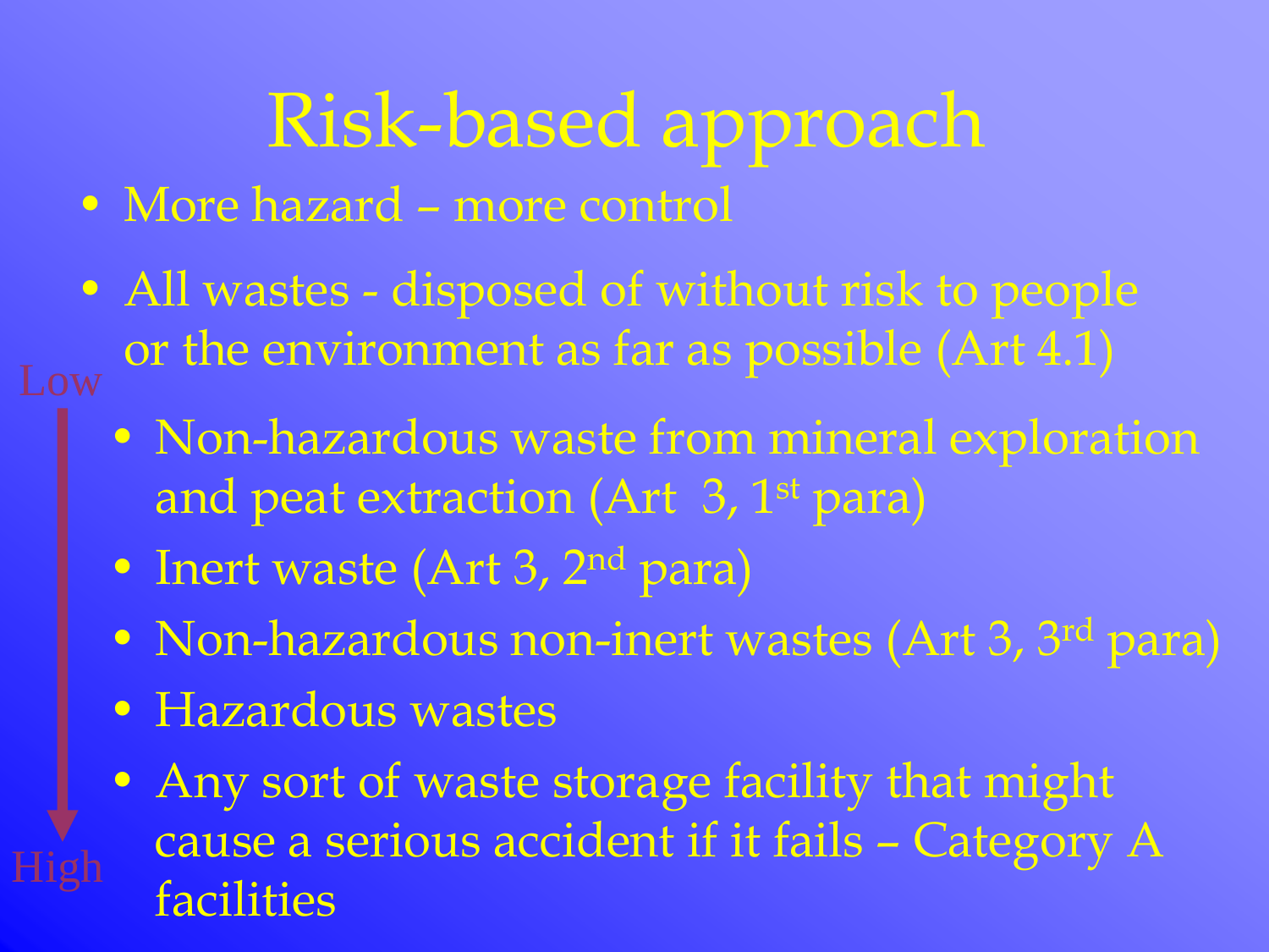# Risk-based approach

- More hazard – more control
- All wastes - disposed of without risk to people or the environment as far as possible (Art 4.1)

Low

- Non-hazardous waste from mineral exploration and peat extraction (Art 3, 1st para)
- Inert waste (Art 3, 2nd para)
- Non-hazardous non-inert wastes (Art 3, 3rd para)
- Hazardous wastes
- Any sort of waste storage facility that might cause a serious accident if it fails – Category A facilities

High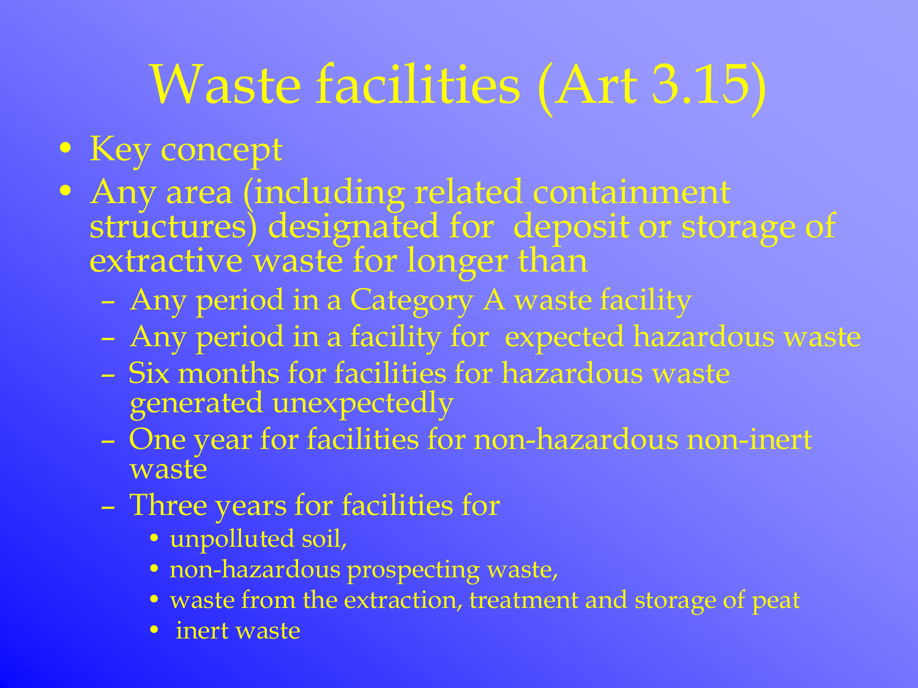# Waste facilities (Art 3.15)

- Key concept
- Any area (including related containment structures) designated for deposit or storage of extractive waste for longer than
  - Any period in a Category A waste facility
  - Any period in a facility for expected hazardous waste
  - Six months for facilities for hazardous waste generated unexpectedly
  - One year for facilities for non-hazardous non-inert waste
  - Three years for facilities for
    - unpolluted soil,
    - non-hazardous prospecting waste,
    - waste from the extraction, treatment and storage of peat
    - inert waste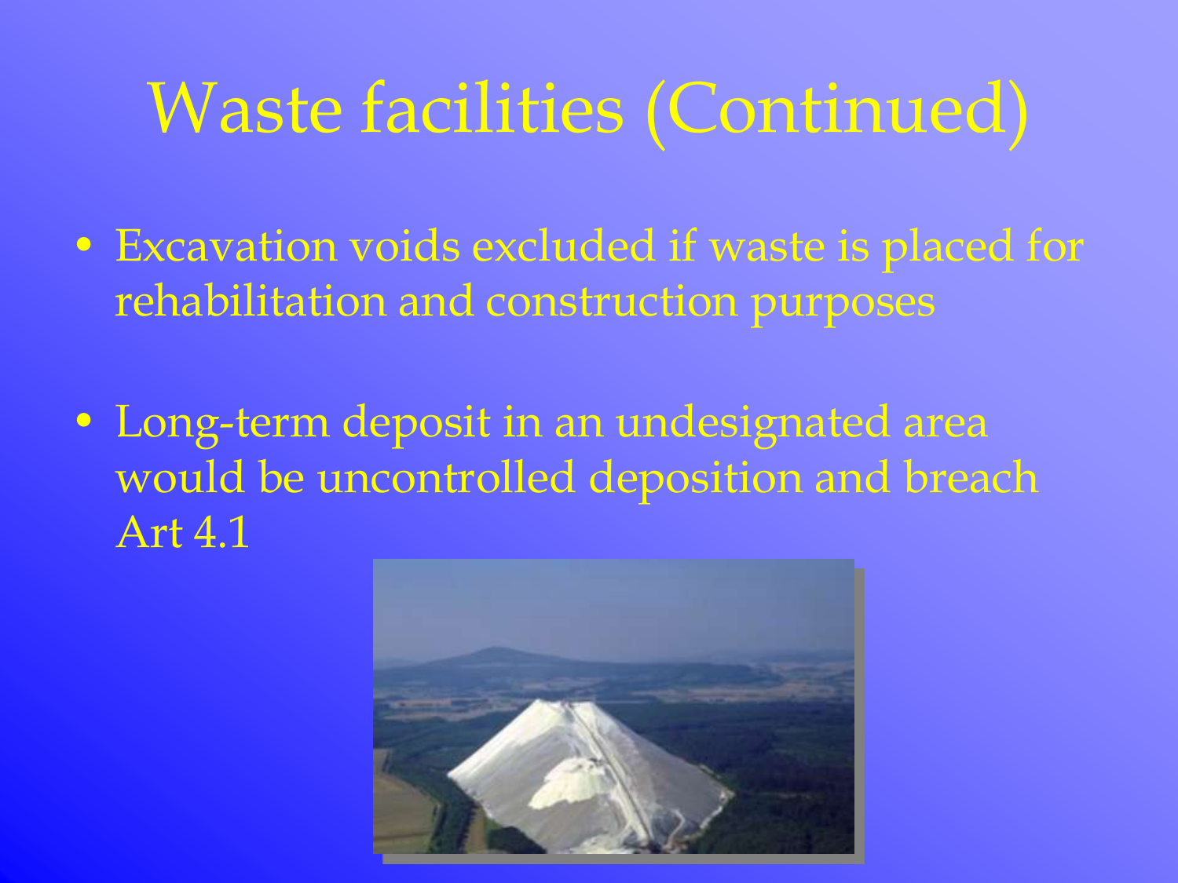# Waste facilities (Continued)

- Excavation voids excluded if waste is placed for rehabilitation and construction purposes
- Long-term deposit in an undesignated area would be uncontrolled deposition and breach Art 4.1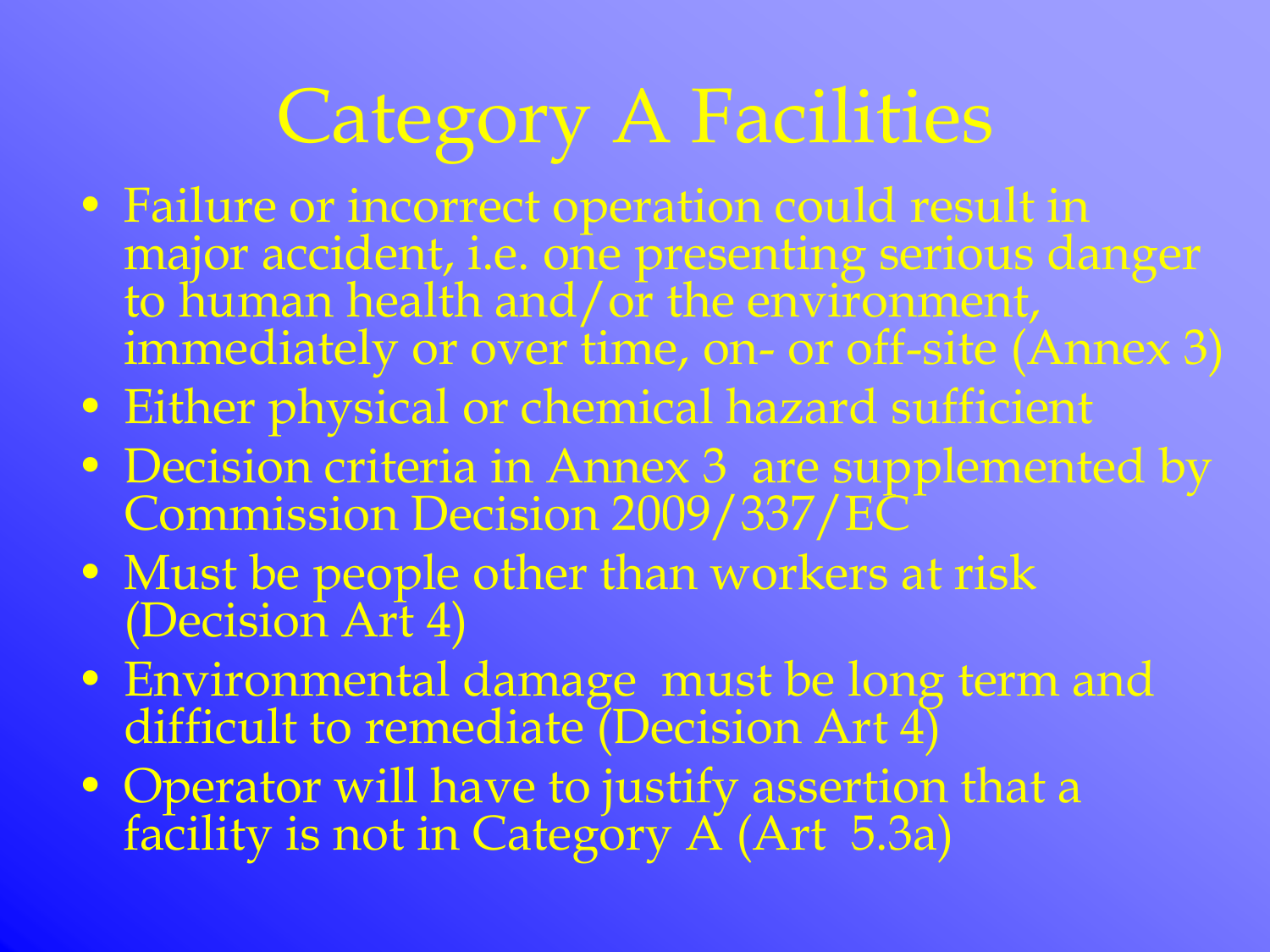# Category A Facilities

- Failure or incorrect operation could result in major accident, i.e. one presenting serious danger to human health and/or the environment, immediately or over time, on- or off-site (Annex 3)
- Either physical or chemical hazard sufficient
- Decision criteria in Annex 3 are supplemented by Commission Decision 2009/337/EC
- Must be people other than workers at risk (Decision Art 4)
- Environmental damage must be long term and difficult to remediate (Decision Art 4)
- Operator will have to justify assertion that a facility is not in Category A (Art 5.3a)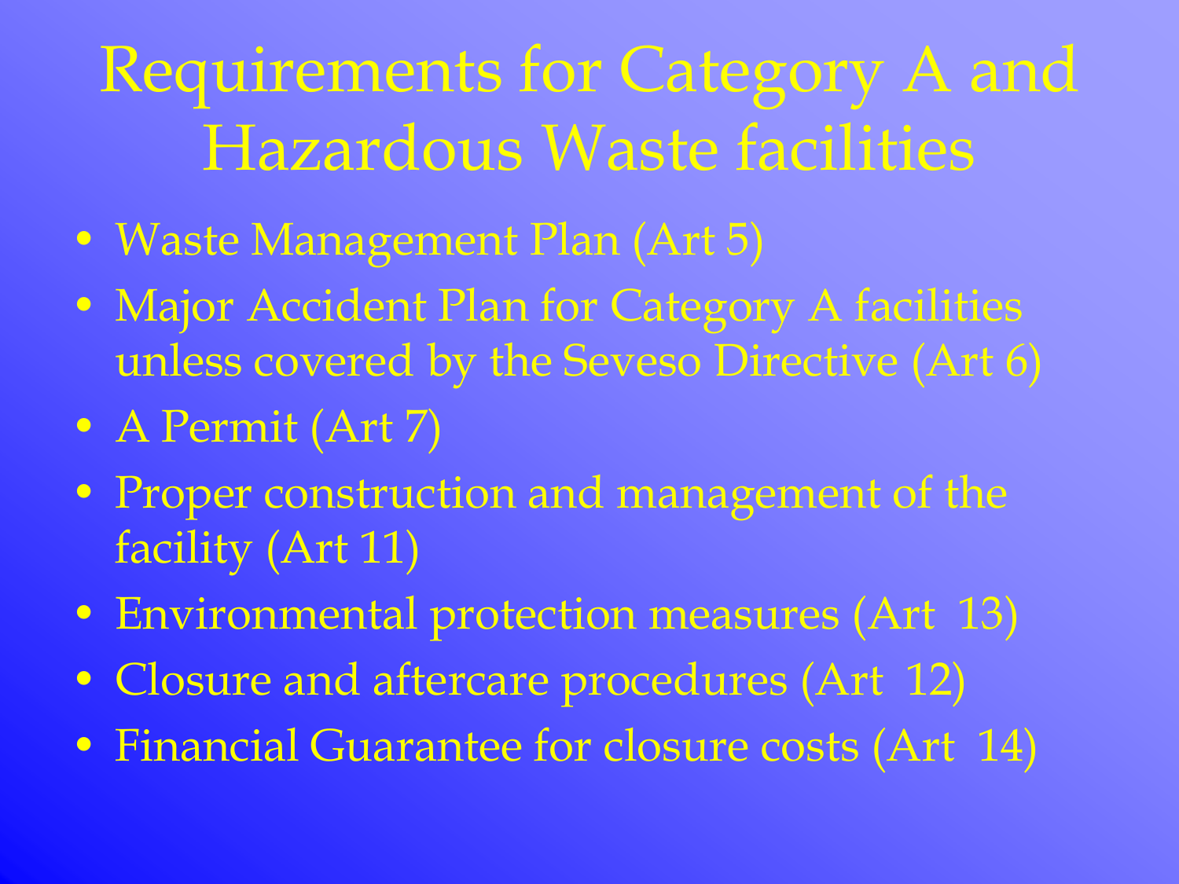# Requirements for Category A and Hazardous Waste facilities

- Waste Management Plan (Art 5)
- Major Accident Plan for Category A facilities unless covered by the Seveso Directive (Art 6)
- A Permit (Art 7)
- Proper construction and management of the facility (Art 11)
- Environmental protection measures (Art 13)
- Closure and aftercare procedures (Art 12)
- Financial Guarantee for closure costs (Art 14)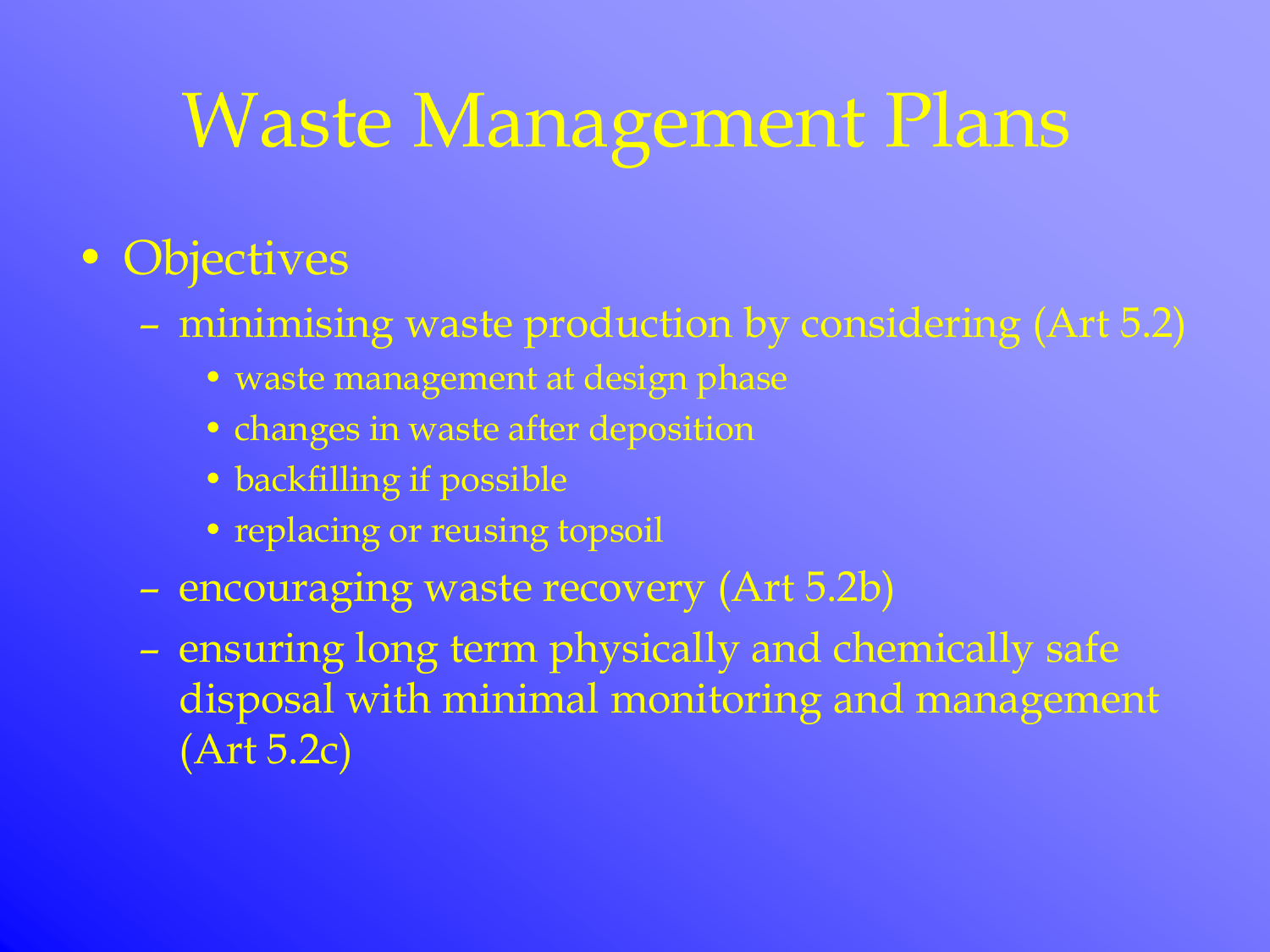# Waste Management Plans

- Objectives
  - minimising waste production by considering (Art 5.2)
    - waste management at design phase
    - changes in waste after deposition
    - backfilling if possible
    - replacing or reusing topsoil
  - encouraging waste recovery (Art 5.2b)
  - ensuring long term physically and chemically safe disposal with minimal monitoring and management (Art 5.2c)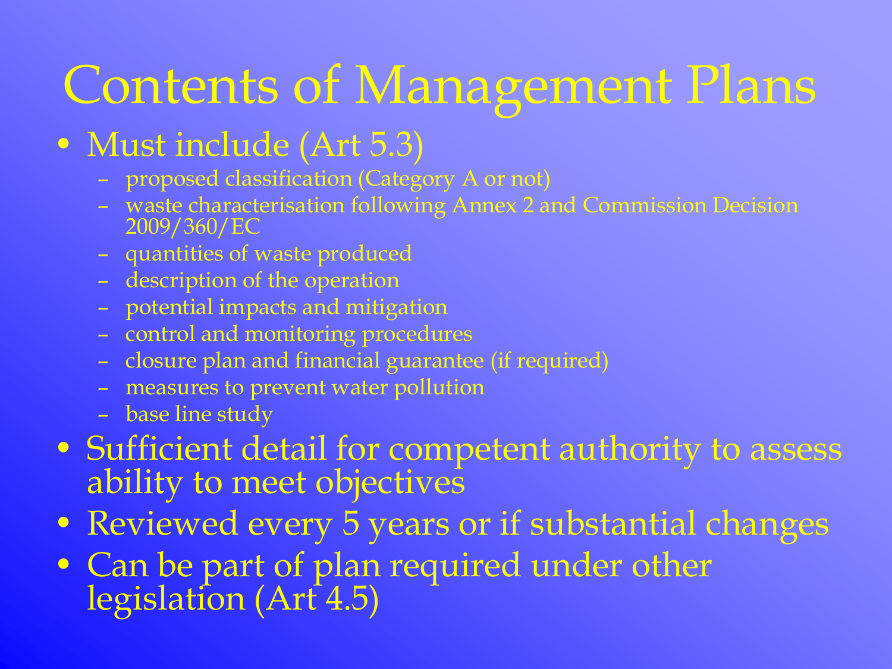# Contents of Management Plans

- Must include (Art 5.3)
  - proposed classification (Category A or not)
  - waste characterisation following Annex 2 and Commission Decision 2009/360/EC
  - quantities of waste produced
  - description of the operation
  - potential impacts and mitigation
  - control and monitoring procedures
  - closure plan and financial guarantee (if required)
  - measures to prevent water pollution
  - base line study
- Sufficient detail for competent authority to assess ability to meet objectives
- Reviewed every 5 years or if substantial changes
- Can be part of plan required under other legislation (Art 4.5)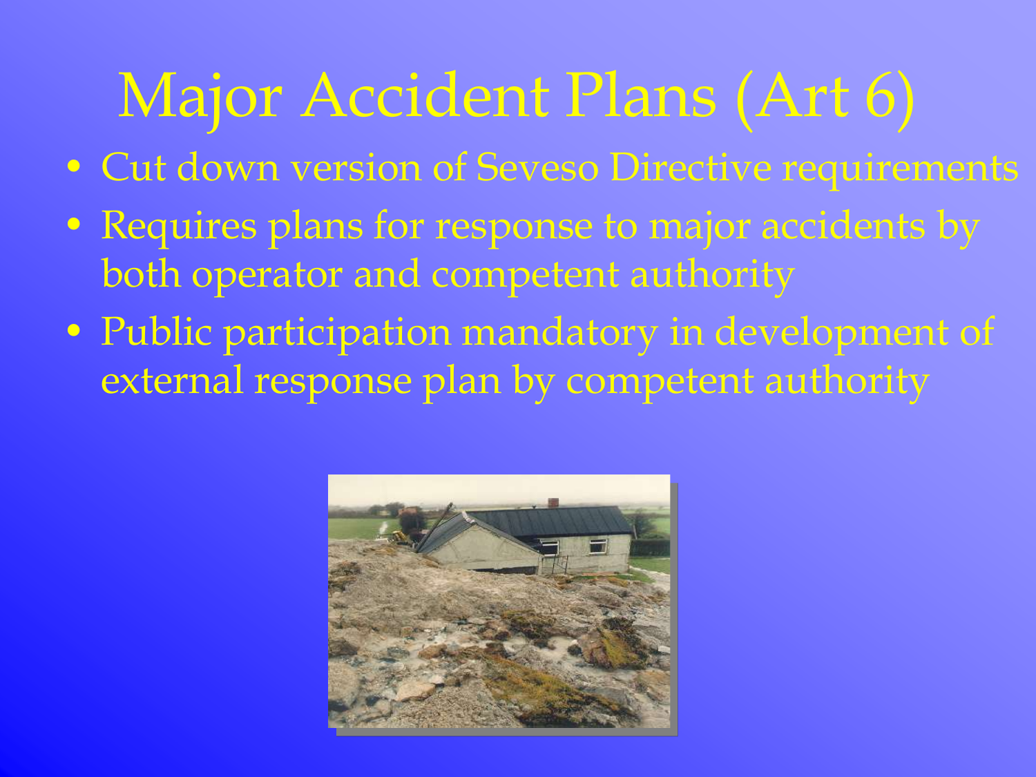# Major Accident Plans (Art 6)

- Cut down version of Seveso Directive requirements
- Requires plans for response to major accidents by both operator and competent authority
- Public participation mandatory in development of external response plan by competent authority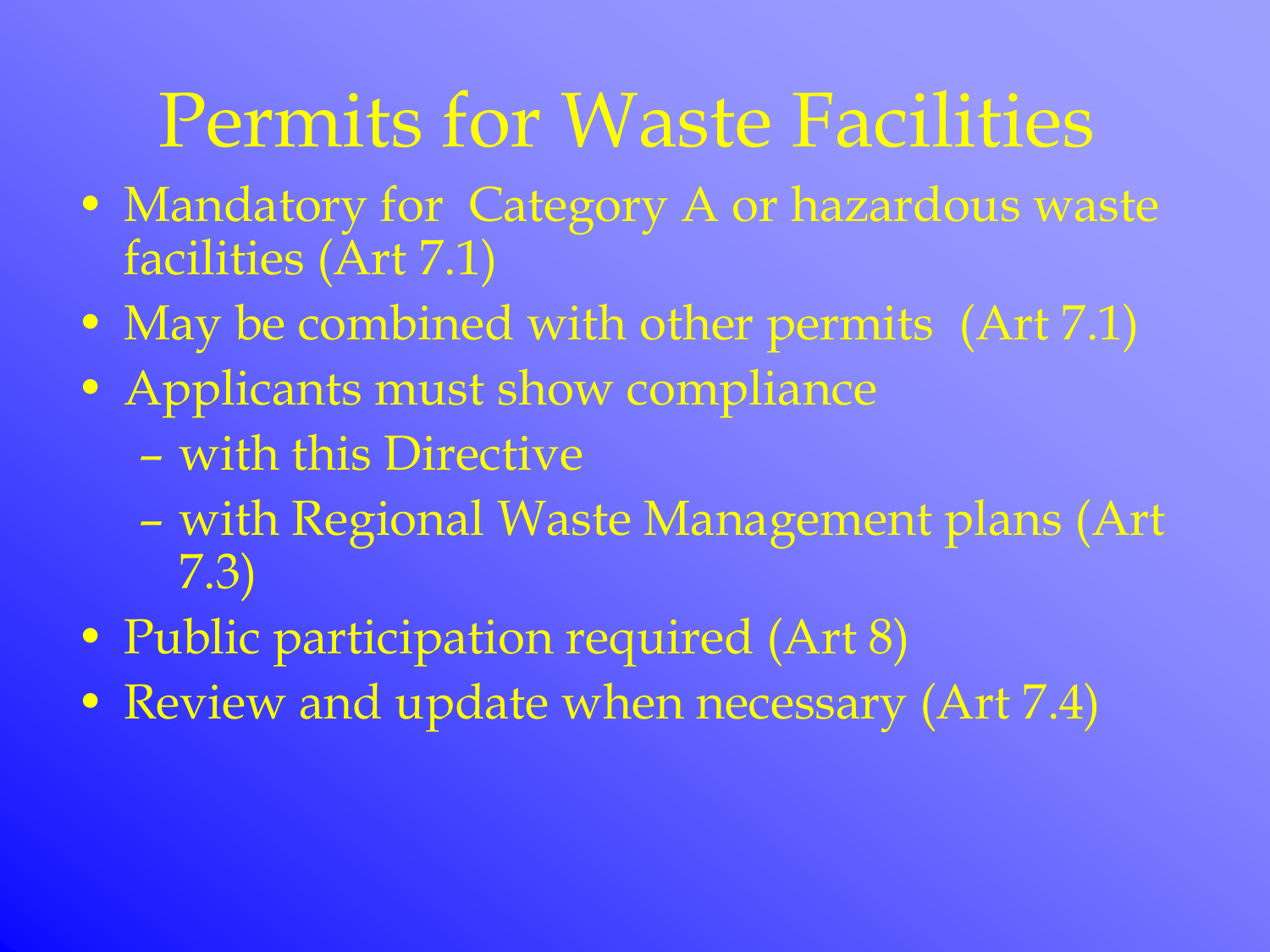# Permits for Waste Facilities

- Mandatory for Category A or hazardous waste facilities (Art 7.1)
- May be combined with other permits (Art 7.1)
- Applicants must show compliance
  - with this Directive
  - with Regional Waste Management plans (Art 7.3)
- Public participation required (Art 8)
- Review and update when necessary (Art 7.4)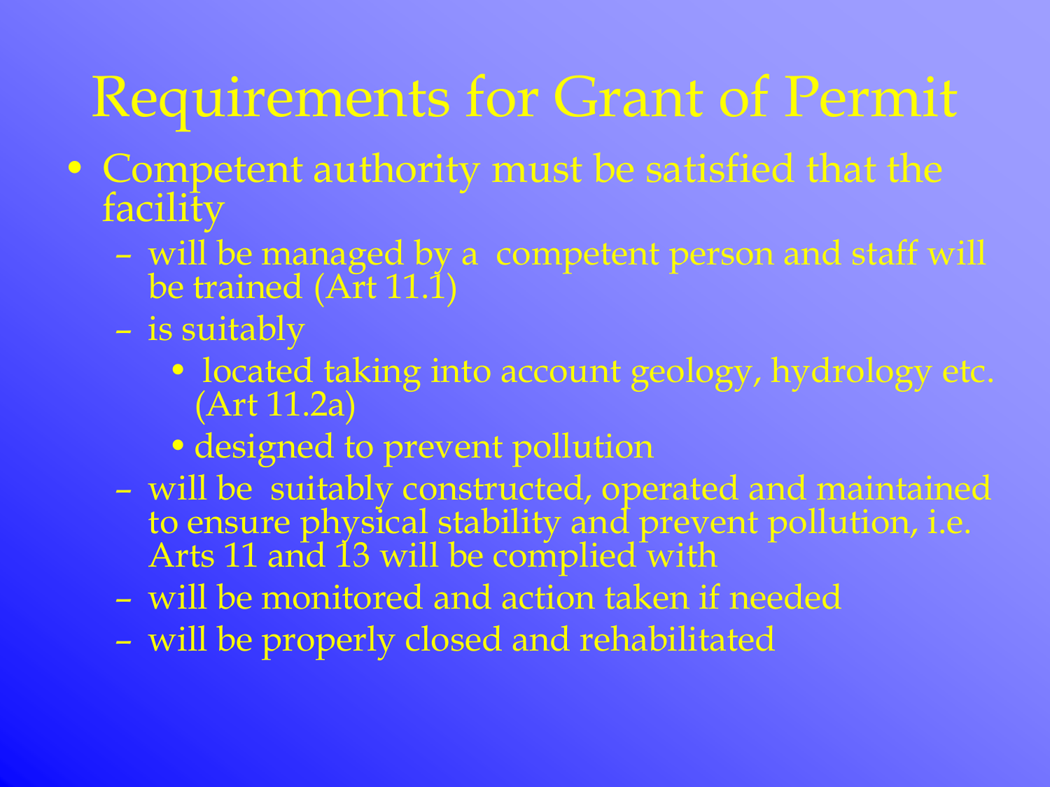# Requirements for Grant of Permit

- Competent authority must be satisfied that the facility
  - will be managed by a competent person and staff will be trained (Art 11.1)
  - is suitably
    - located taking into account geology, hydrology etc. (Art 11.2a)
    - designed to prevent pollution
  - will be suitably constructed, operated and maintained to ensure physical stability and prevent pollution, i.e. Arts 11 and 13 will be complied with
  - will be monitored and action taken if needed
  - will be properly closed and rehabilitated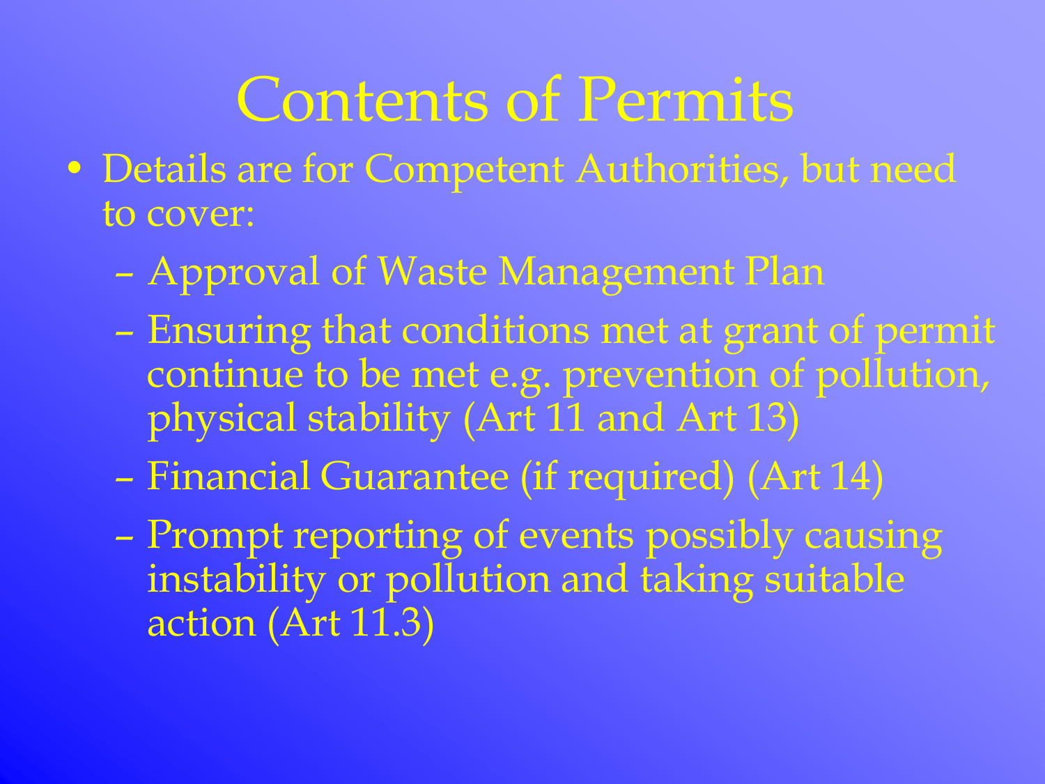# Contents of Permits

- Details are for Competent Authorities, but need to cover:
  - Approval of Waste Management Plan
  - Ensuring that conditions met at grant of permit continue to be met e.g. prevention of pollution, physical stability (Art 11 and Art 13)
  - Financial Guarantee (if required) (Art 14)
  - Prompt reporting of events possibly causing instability or pollution and taking suitable action (Art 11.3)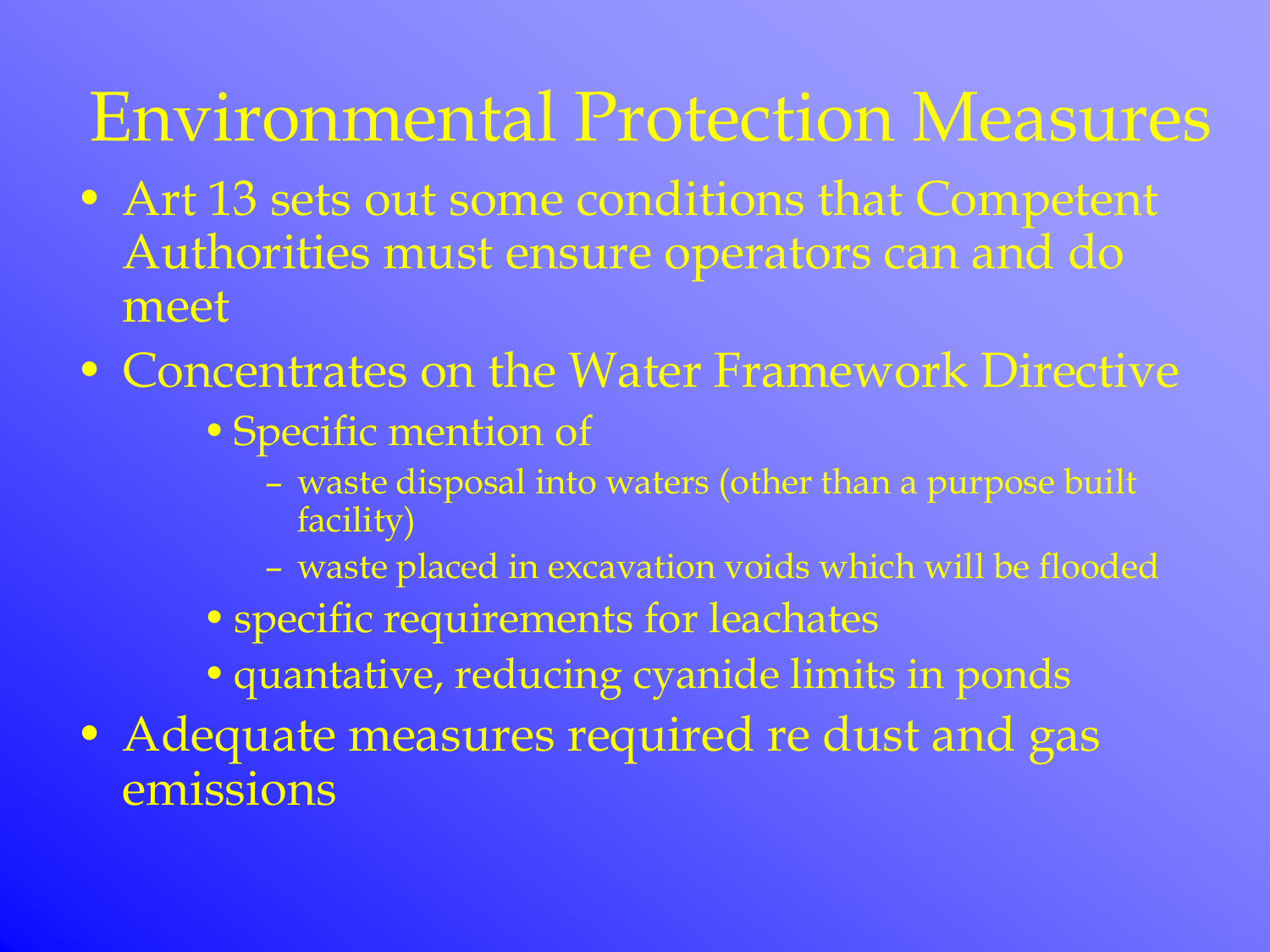# Environmental Protection Measures

- Art 13 sets out some conditions that Competent Authorities must ensure operators can and do meet
- Concentrates on the Water Framework Directive
  - Specific mention of
    - waste disposal into waters (other than a purpose built facility)
    - waste placed in excavation voids which will be flooded
  - specific requirements for leachates
  - quantative, reducing cyanide limits in ponds
- Adequate measures required re dust and gas emissions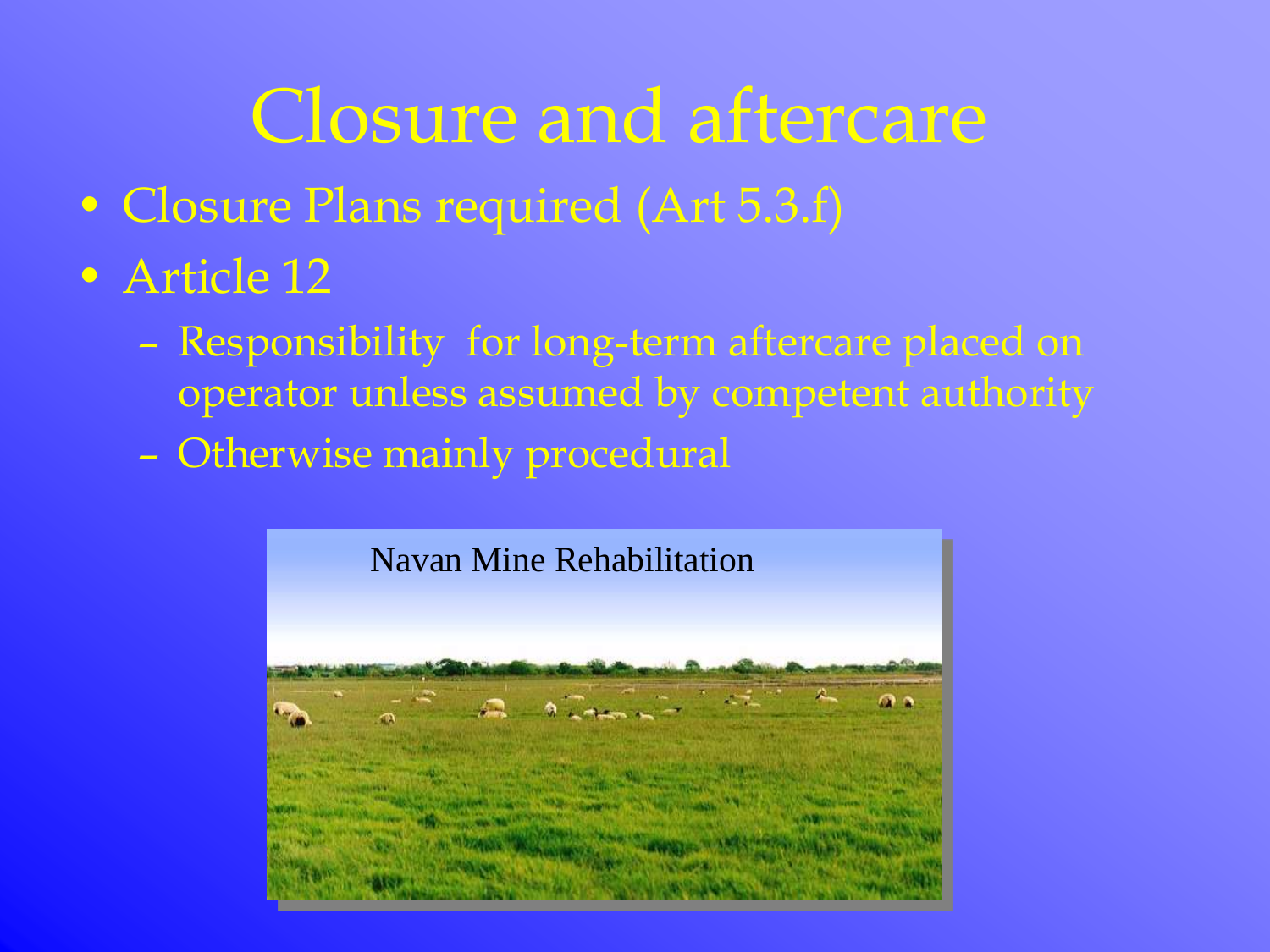# Closure and aftercare

- Closure Plans required (Art 5.3.f)
- Article 12
  - Responsibility for long-term aftercare placed on operator unless assumed by competent authority
  - Otherwise mainly procedural

Navan Mine Rehabilitation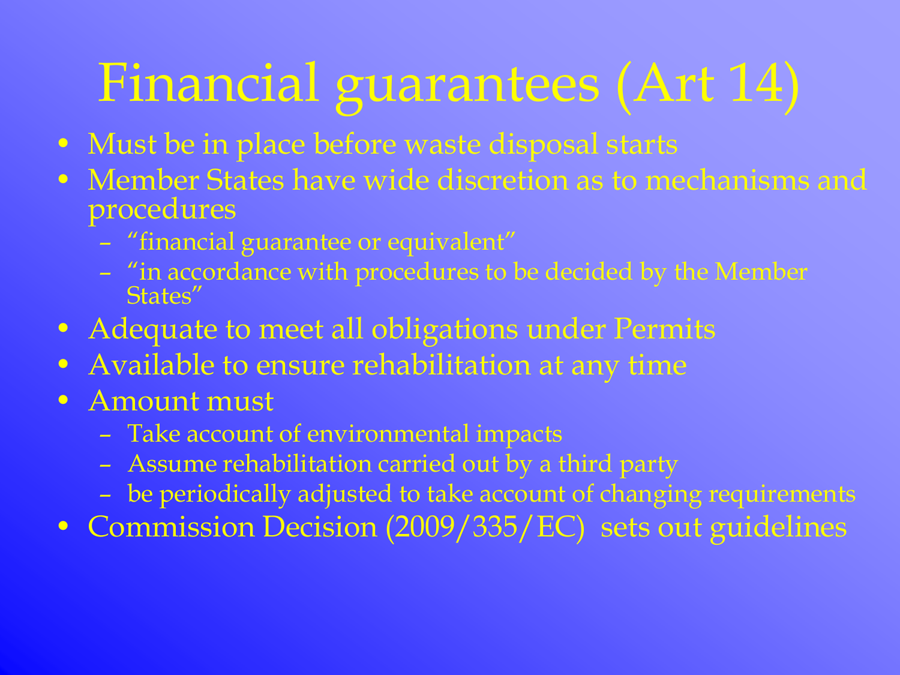# Financial guarantees (Art 14)

- Must be in place before waste disposal starts
- Member States have wide discretion as to mechanisms and procedures
  - "financial guarantee or equivalent"
  - "in accordance with procedures to be decided by the Member States"
- Adequate to meet all obligations under Permits
- Available to ensure rehabilitation at any time
- Amount must
  - Take account of environmental impacts
  - Assume rehabilitation carried out by a third party
  - be periodically adjusted to take account of changing requirements
- Commission Decision (2009/335/EC) sets out guidelines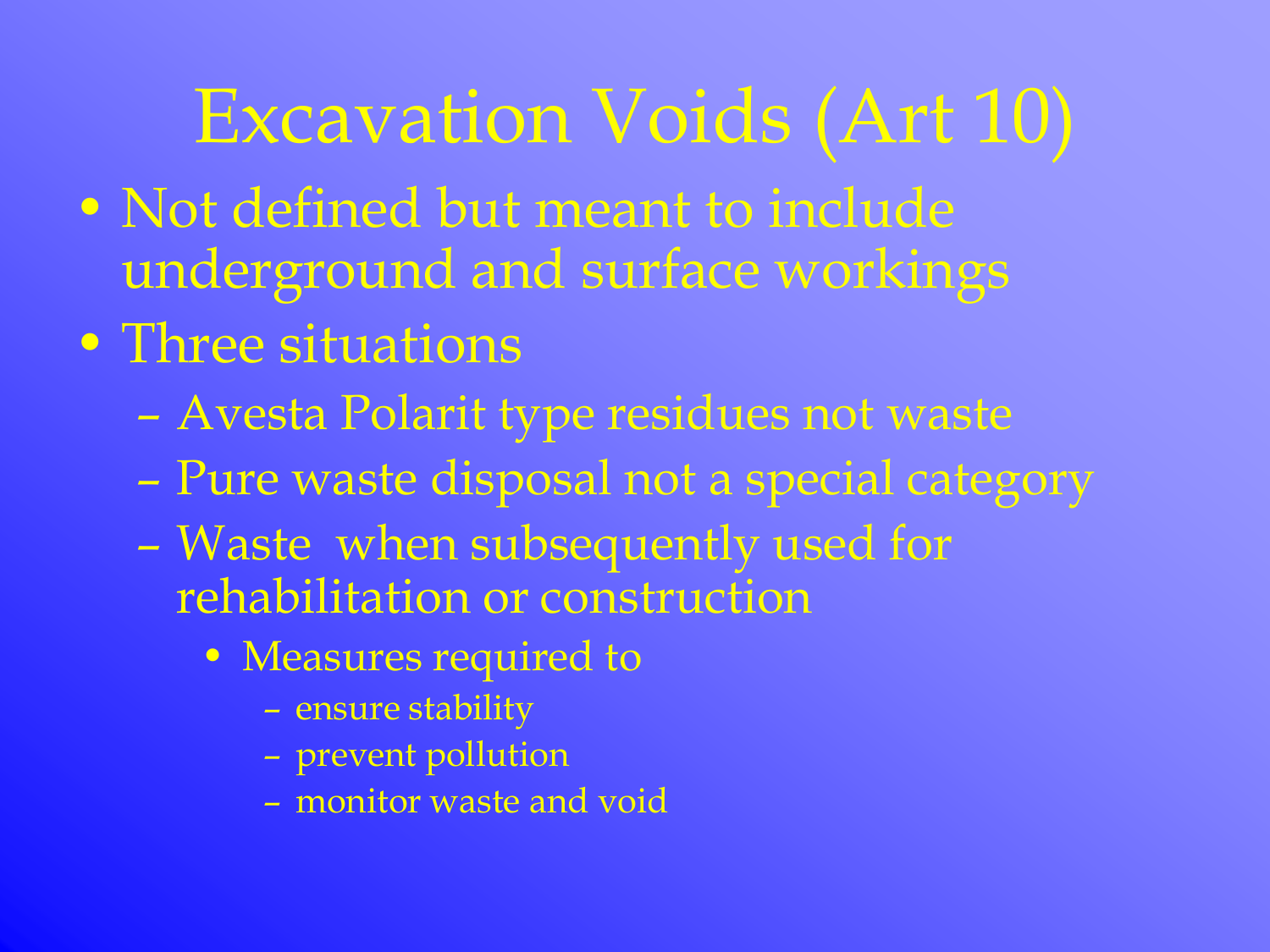# Excavation Voids (Art 10)

- Not defined but meant to include underground and surface workings
- Three situations
  - Avesta Polarit type residues not waste
  - Pure waste disposal not a special category
  - Waste when subsequently used for rehabilitation or construction
    - Measures required to
      - ensure stability
      - prevent pollution
      - monitor waste and void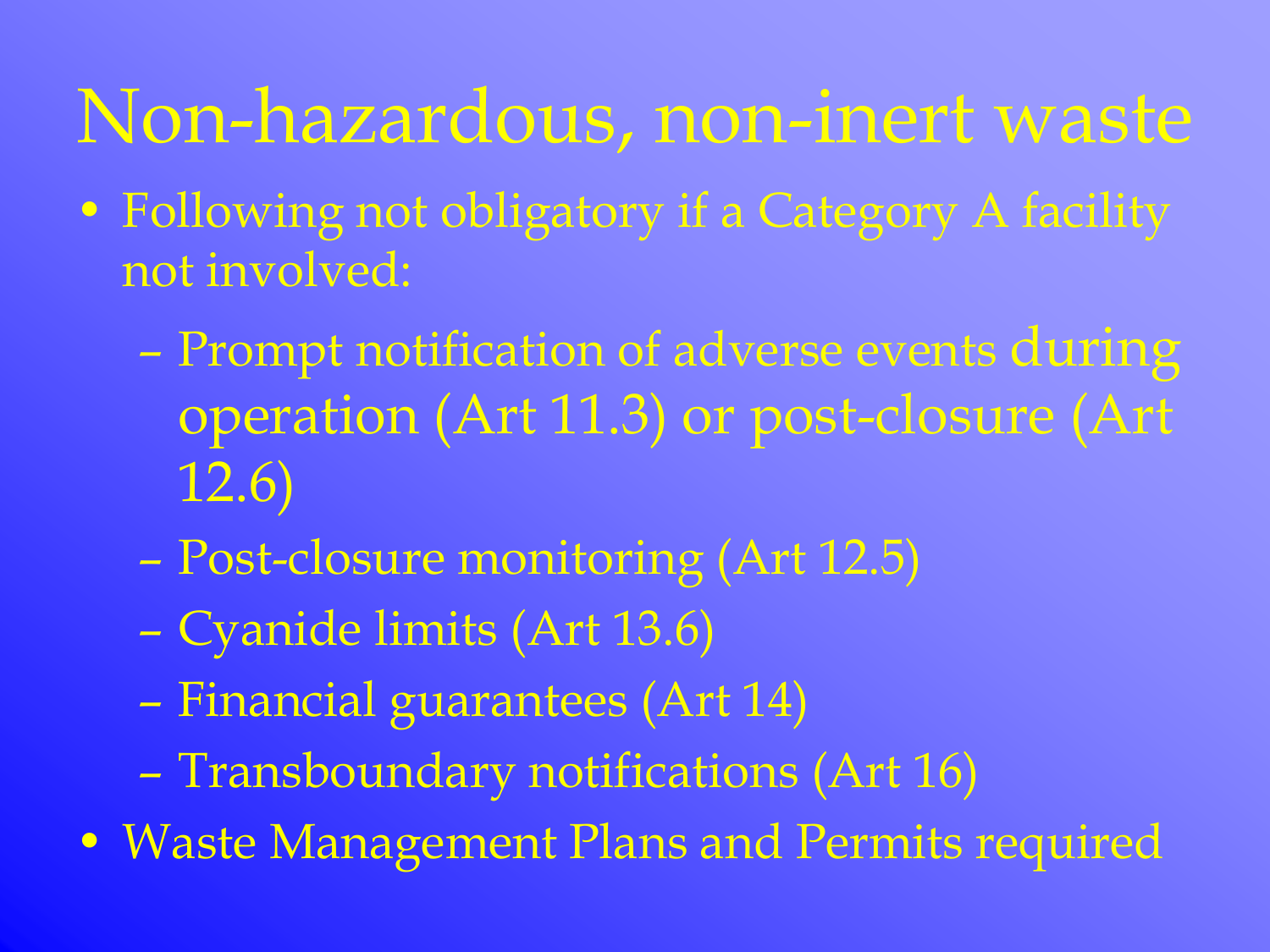# Non-hazardous, non-inert waste

- Following not obligatory if a Category A facility not involved:
  - Prompt notification of adverse events during operation (Art 11.3) or post-closure (Art 12.6)
  - Post-closure monitoring (Art 12.5)
  - Cyanide limits (Art 13.6)
  - Financial guarantees (Art 14)
  - Transboundary notifications (Art 16)
- Waste Management Plans and Permits required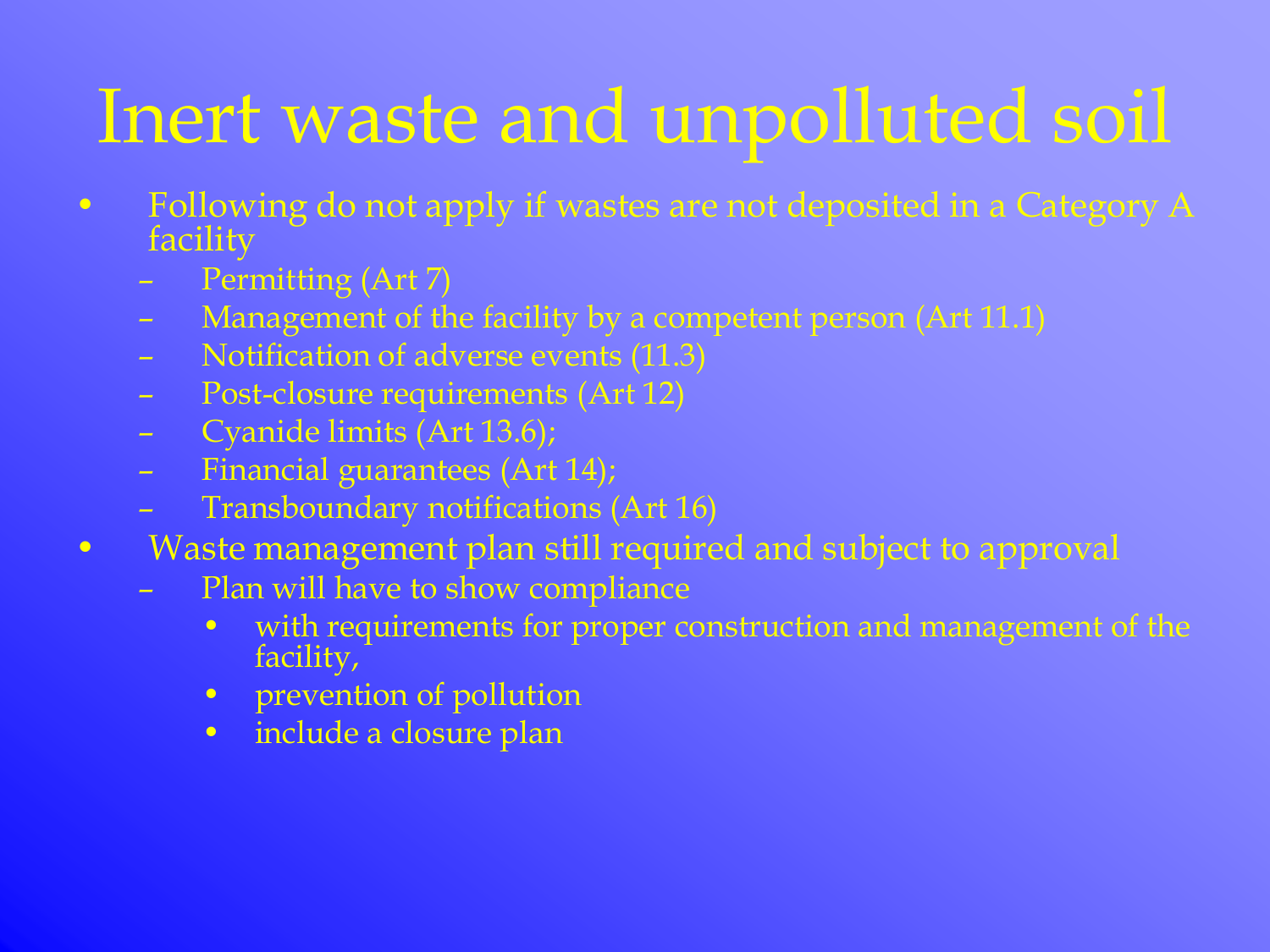# Inert waste and unpolluted soil

- Following do not apply if wastes are not deposited in a Category A facility
  - Permitting (Art 7)
  - Management of the facility by a competent person (Art 11.1)
  - Notification of adverse events (11.3)
  - Post-closure requirements (Art 12)
  - Cyanide limits (Art 13.6);
  - Financial guarantees (Art 14);
  - Transboundary notifications (Art 16)
- Waste management plan still required and subject to approval
  - Plan will have to show compliance
    - with requirements for proper construction and management of the facility,
    - prevention of pollution
    - include a closure plan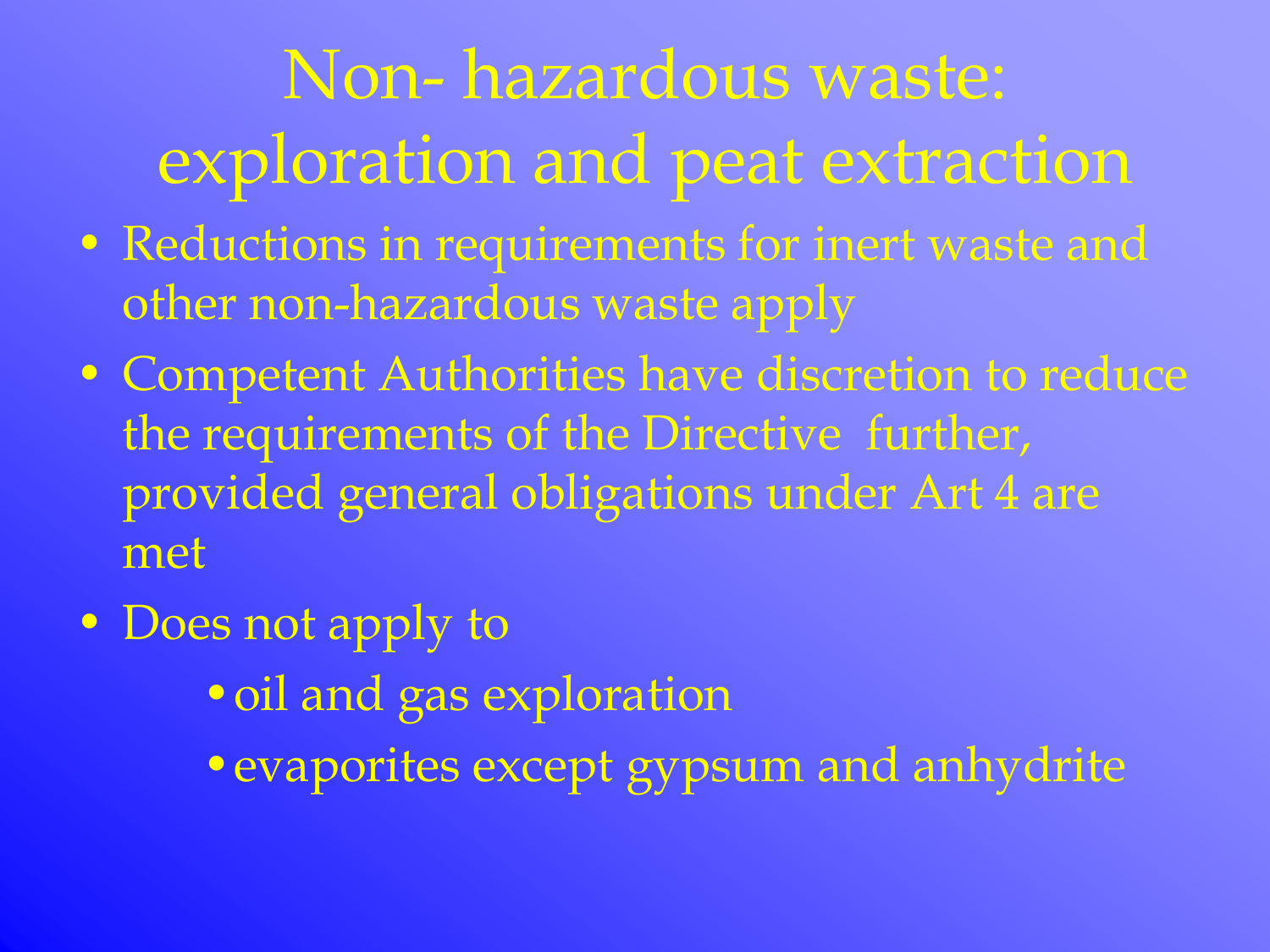# Non- hazardous waste: exploration and peat extraction

- Reductions in requirements for inert waste and other non-hazardous waste apply
- Competent Authorities have discretion to reduce the requirements of the Directive further, provided general obligations under Art 4 are met
- Does not apply to
  - oil and gas exploration
  - evaporites except gypsum and anhydrite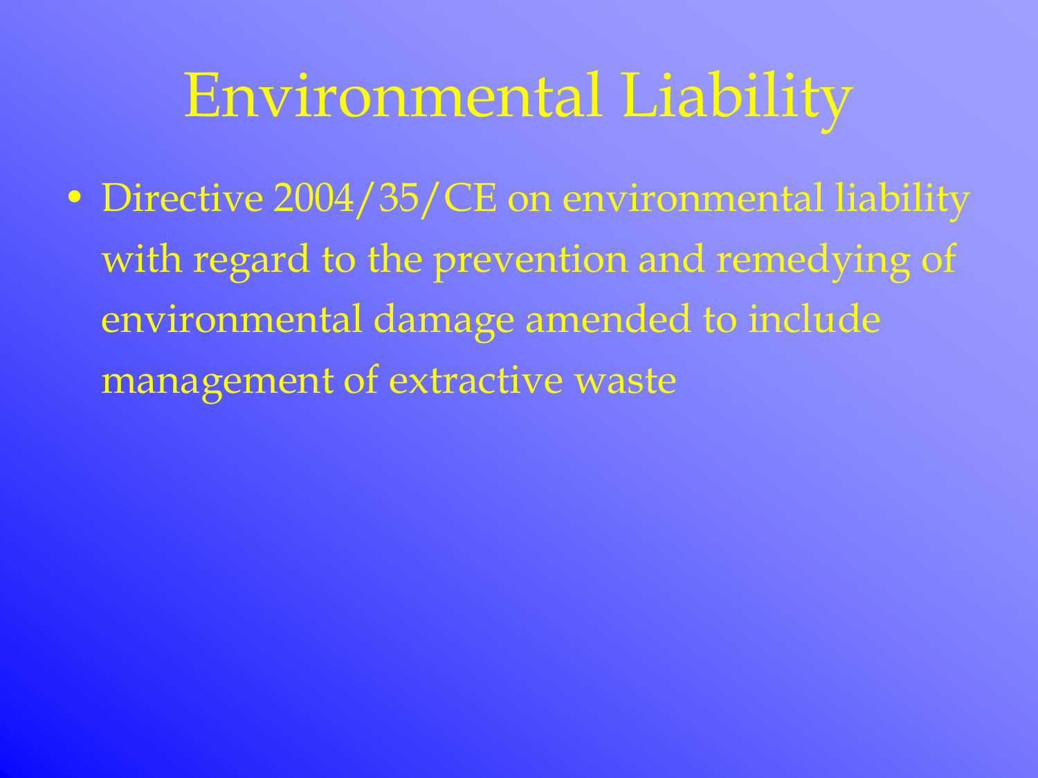# Environmental Liability

- Directive 2004/35/CE on environmental liability with regard to the prevention and remedying of environmental damage amended to include management of extractive waste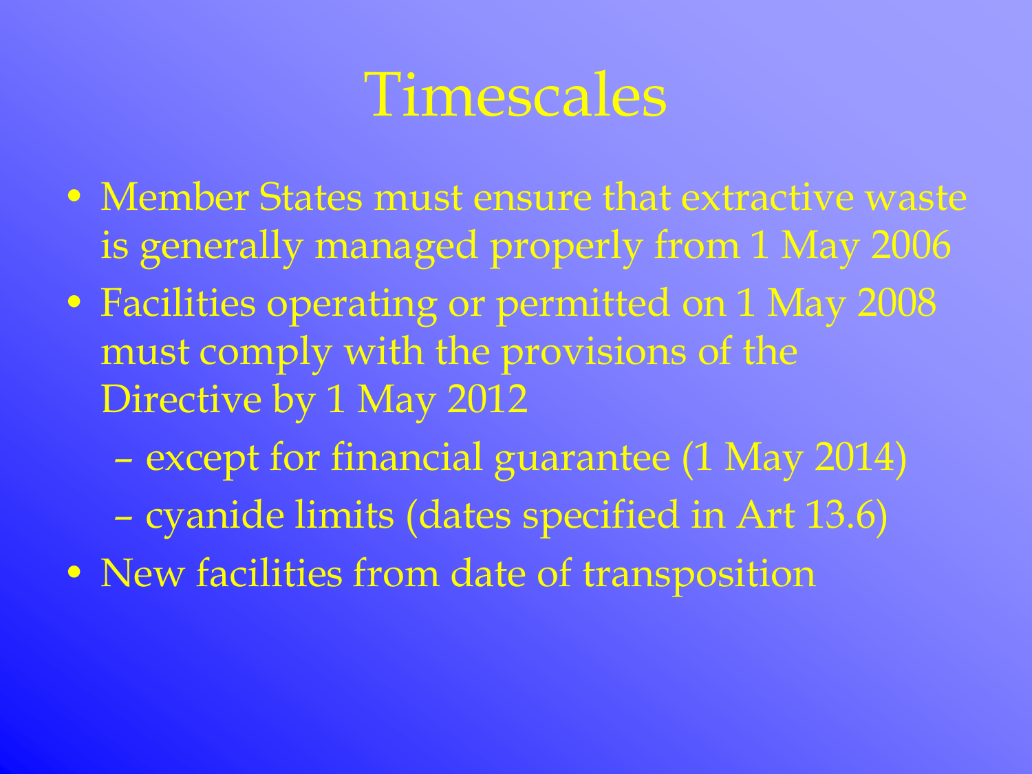# Timescales

- Member States must ensure that extractive waste is generally managed properly from 1 May 2006
- Facilities operating or permitted on 1 May 2008 must comply with the provisions of the Directive by 1 May 2012
  - except for financial guarantee (1 May 2014)
  - cyanide limits (dates specified in Art 13.6)
- New facilities from date of transposition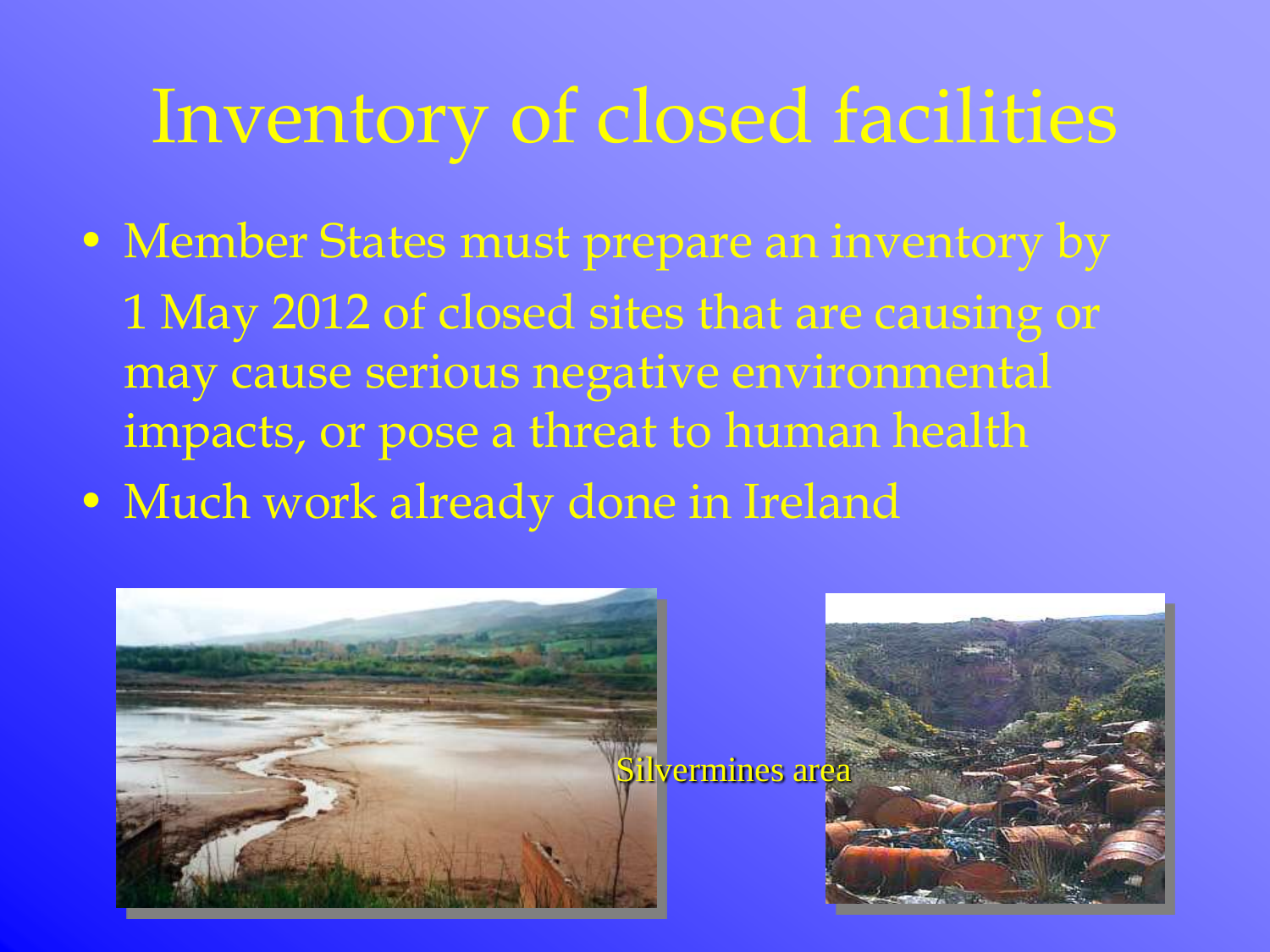# Inventory of closed facilities

- Member States must prepare an inventory by 1 May 2012 of closed sites that are causing or may cause serious negative environmental impacts, or pose a threat to human health
- Much work already done in Ireland

Silvermines area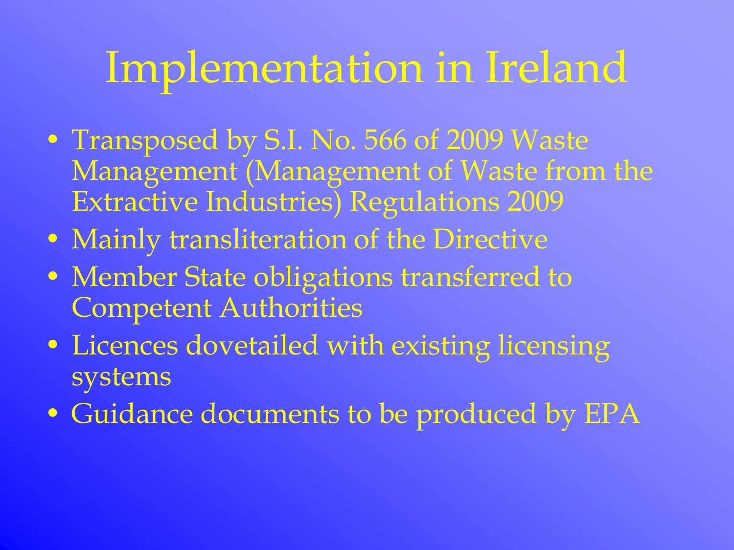# Implementation in Ireland

- Transposed by S.I. No. 566 of 2009 Waste Management (Management of Waste from the Extractive Industries) Regulations 2009
- Mainly transliteration of the Directive
- Member State obligations transferred to Competent Authorities
- Licences dovetailed with existing licensing systems
- Guidance documents to be produced by EPA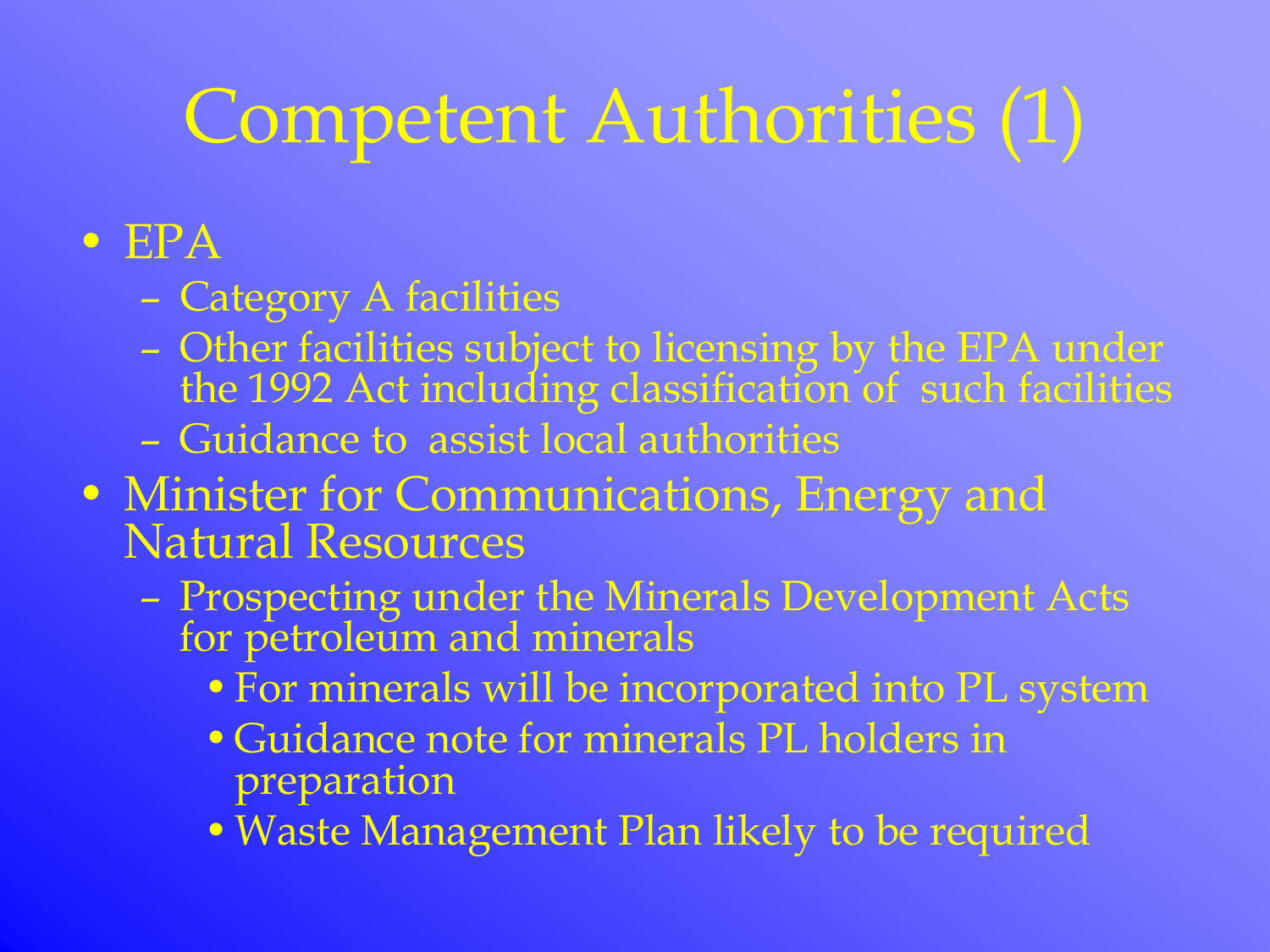# Competent Authorities (1)

- EPA
  - Category A facilities
  - Other facilities subject to licensing by the EPA under the 1992 Act including classification of such facilities
  - Guidance to assist local authorities
- Minister for Communications, Energy and Natural Resources
  - Prospecting under the Minerals Development Acts for petroleum and minerals
    - For minerals will be incorporated into PL system
    - Guidance note for minerals PL holders in preparation
    - Waste Management Plan likely to be required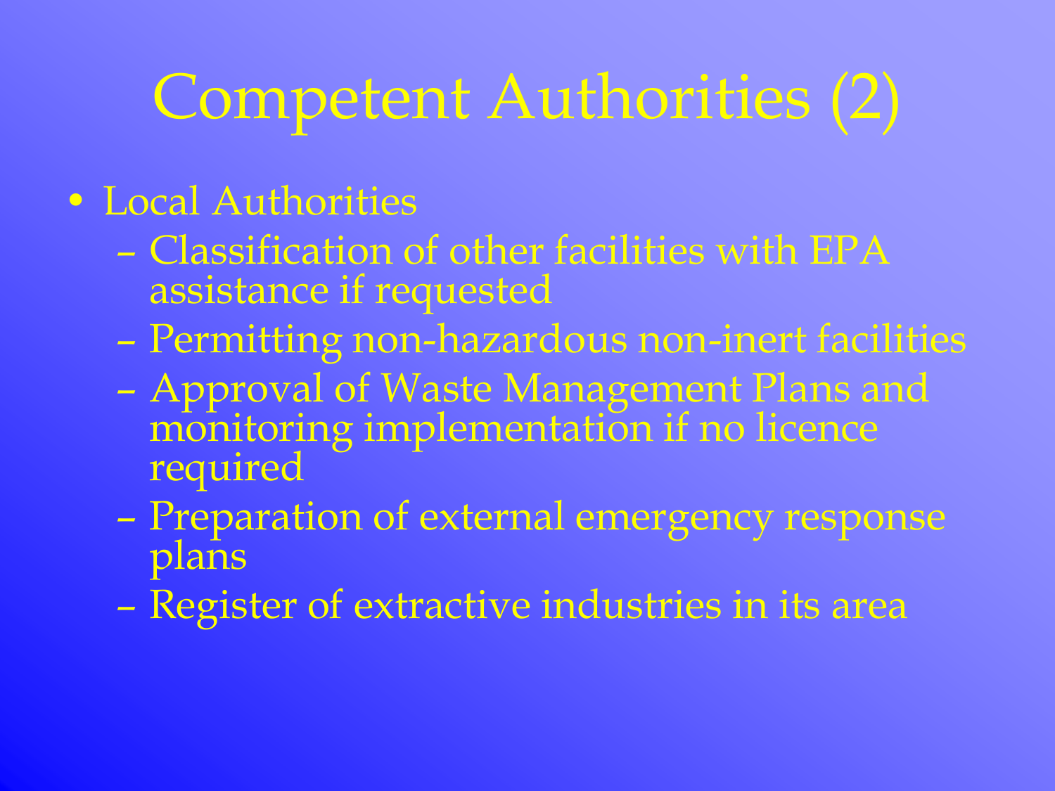# Competent Authorities (2)

- Local Authorities
  - Classification of other facilities with EPA assistance if requested
  - Permitting non-hazardous non-inert facilities
  - Approval of Waste Management Plans and monitoring implementation if no licence required
  - Preparation of external emergency response plans
  - Register of extractive industries in its area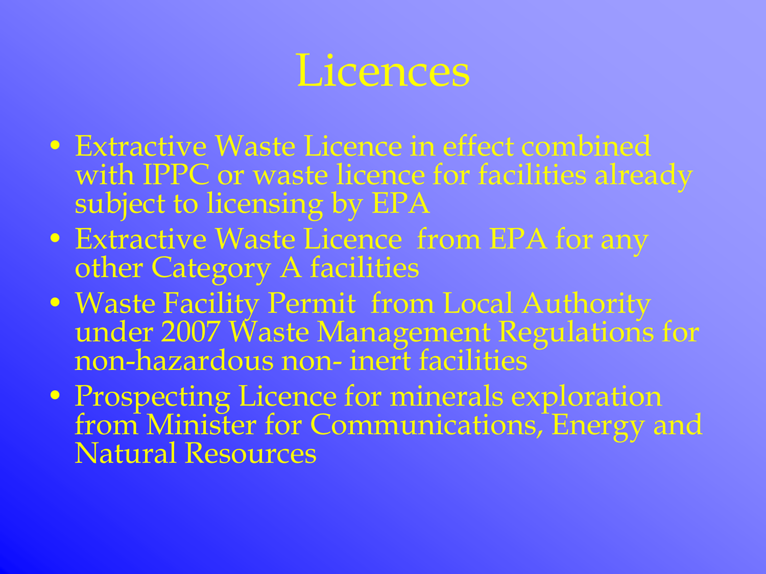# Licences

- Extractive Waste Licence in effect combined with IPPC or waste licence for facilities already subject to licensing by EPA
- Extractive Waste Licence from EPA for any other Category A facilities
- Waste Facility Permit from Local Authority under 2007 Waste Management Regulations for non-hazardous non- inert facilities
- Prospecting Licence for minerals exploration from Minister for Communications, Energy and Natural Resources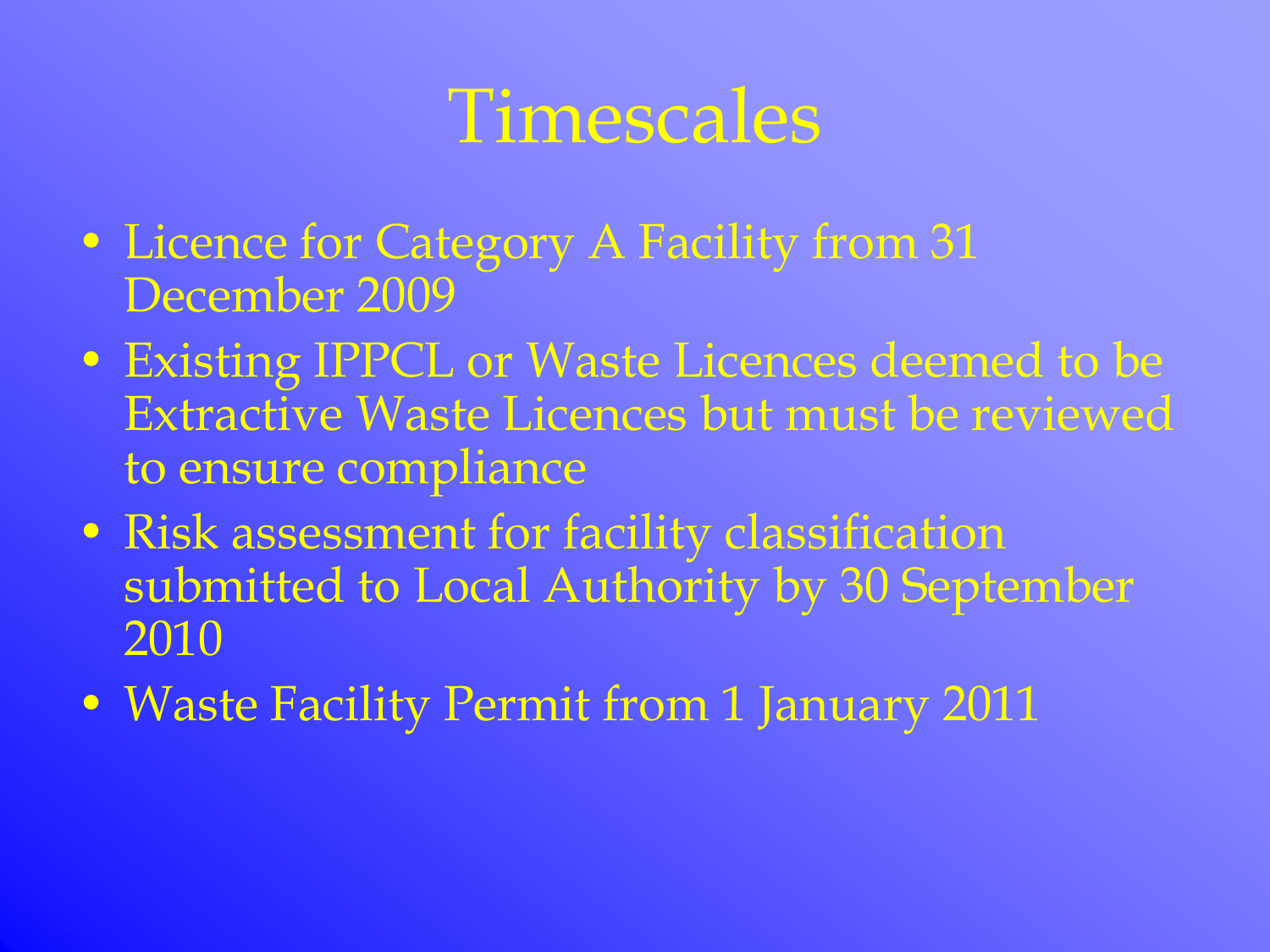# Timescales

- Licence for Category A Facility from 31 December 2009
- Existing IPPCL or Waste Licences deemed to be Extractive Waste Licences but must be reviewed to ensure compliance
- Risk assessment for facility classification submitted to Local Authority by 30 September 2010
- Waste Facility Permit from 1 January 2011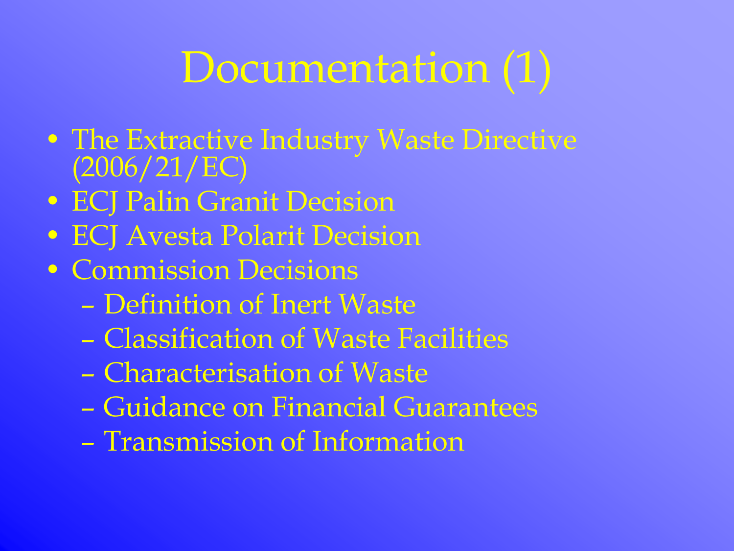# Documentation (1)

- The Extractive Industry Waste Directive (2006/21/EC)
- ECJ Palin Granit Decision
- ECJ Avesta Polarit Decision
- Commission Decisions
  - Definition of Inert Waste
  - Classification of Waste Facilities
  - Characterisation of Waste
  - Guidance on Financial Guarantees
  - Transmission of Information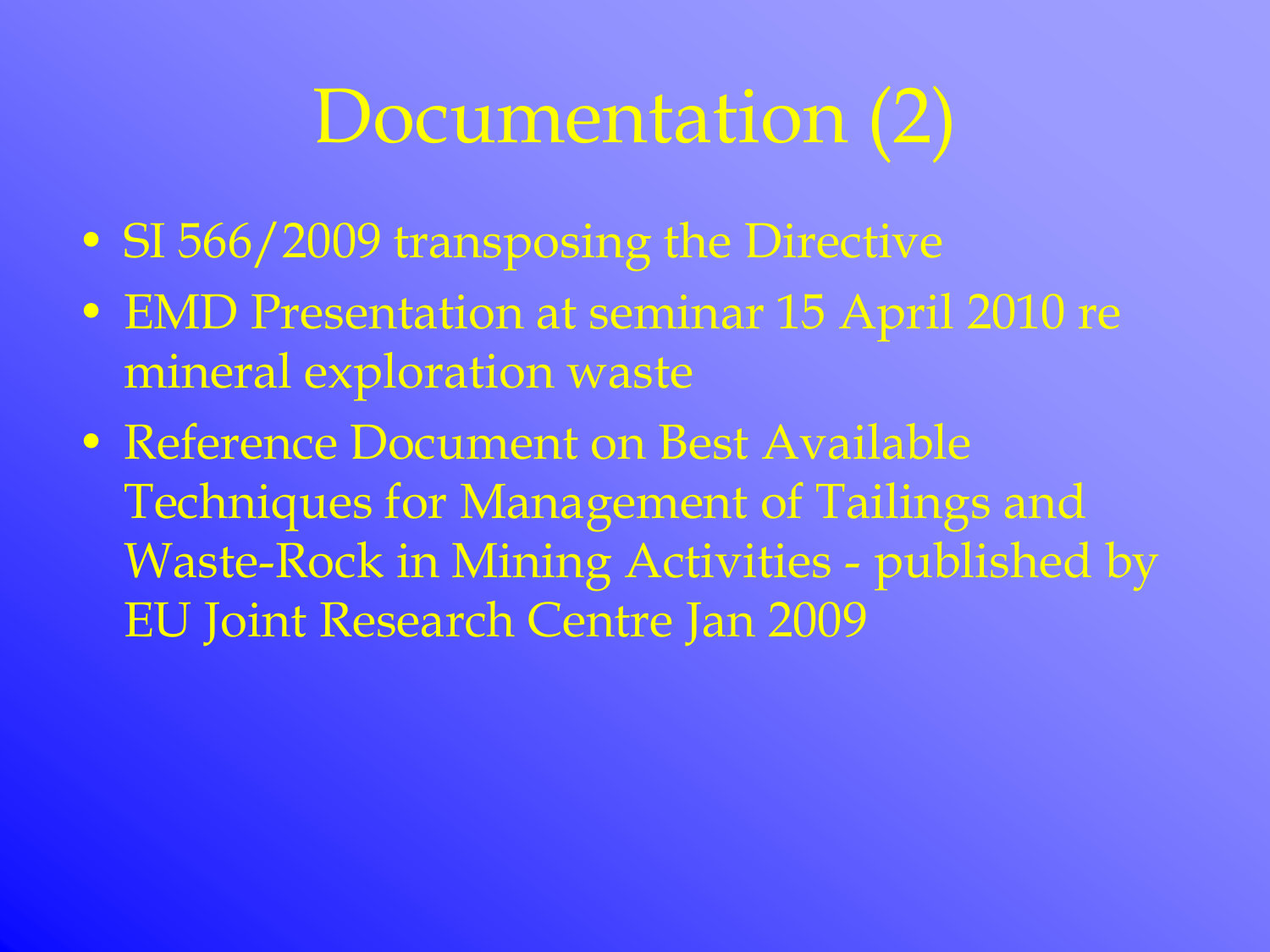# Documentation (2)

- SI 566/2009 transposing the Directive
- EMD Presentation at seminar 15 April 2010 re mineral exploration waste
- Reference Document on Best Available Techniques for Management of Tailings and Waste-Rock in Mining Activities - published by EU Joint Research Centre Jan 2009